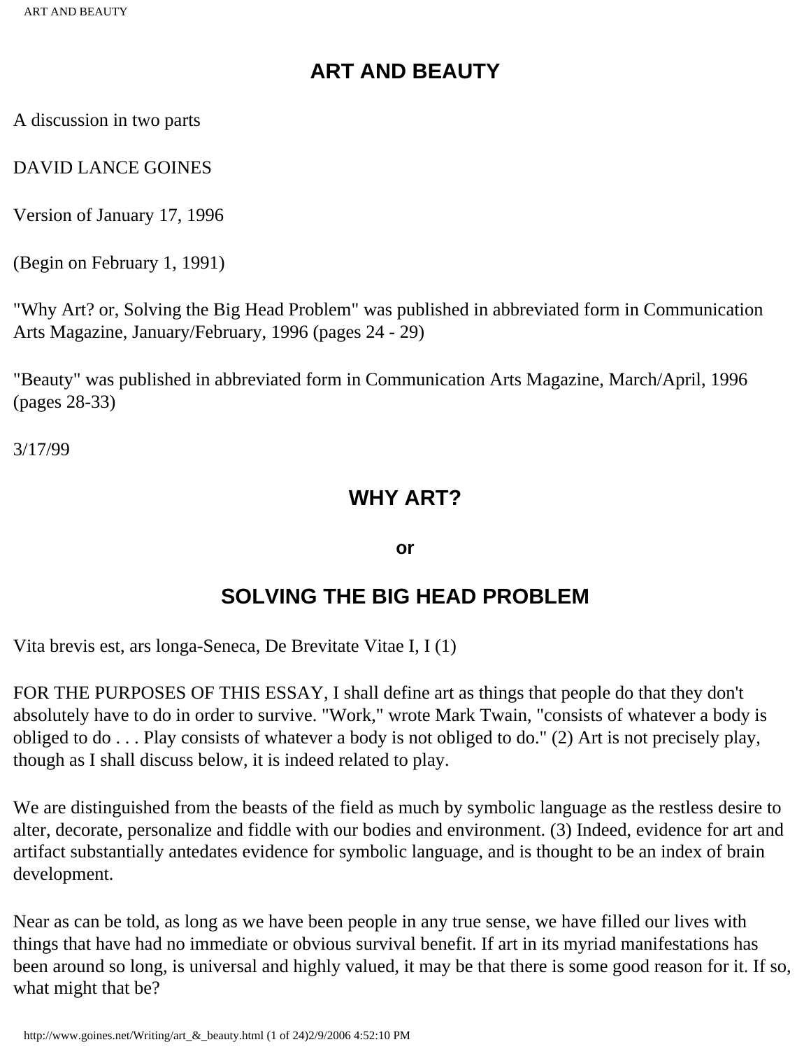# ART AND BEAUTY

A discussion in two parts

DAVID LANCE GOINES

Version of January 17, 1996

(Begin on February 1, 1991)

"Why Art? or, Solving the Big Head Problem" was published in abbreviated form in Communication Arts Magazine, January/February, 1996 (pages 24 - 29)

"Beauty" was published in abbreviated form in Communication Arts Magazine, March/April, 1996 (pages 28-33)

3/17/99

## WHY ART?

**or**

## SOLVING THE BIG HEAD PROBLEM

Vita brevis est, ars longa-Seneca, De Brevitate Vitae I, I (1)

FOR THE PURPOSES OF THIS ESSAY, I shall define art as things that people do that they don't absolutely have to do in order to survive. "Work," wrote Mark Twain, "consists of whatever a body is obliged to do . . . Play consists of whatever a body is not obliged to do." (2) Art is not precisely play, though as I shall discuss below, it is indeed related to play.

We are distinguished from the beasts of the field as much by symbolic language as the restless desire to alter, decorate, personalize and fiddle with our bodies and environment. (3) Indeed, evidence for art and artifact substantially antedates evidence for symbolic language, and is thought to be an index of brain development.

Near as can be told, as long as we have been people in any true sense, we have filled our lives with things that have had no immediate or obvious survival benefit. If art in its myriad manifestations has been around so long, is universal and highly valued, it may be that there is some good reason for it. If so, what might that be?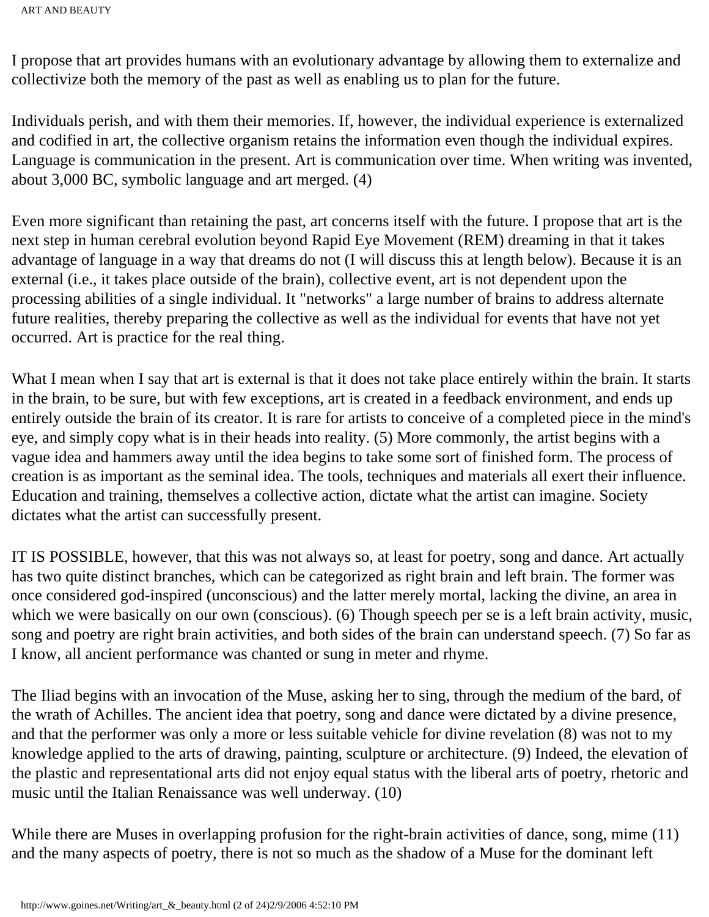I propose that art provides humans with an evolutionary advantage by allowing them to externalize and collectivize both the memory of the past as well as enabling us to plan for the future.

Individuals perish, and with them their memories. If, however, the individual experience is externalized and codified in art, the collective organism retains the information even though the individual expires. Language is communication in the present. Art is communication over time. When writing was invented, about 3,000 BC, symbolic language and art merged. (4)

Even more significant than retaining the past, art concerns itself with the future. I propose that art is the next step in human cerebral evolution beyond Rapid Eye Movement (REM) dreaming in that it takes advantage of language in a way that dreams do not (I will discuss this at length below). Because it is an external (i.e., it takes place outside of the brain), collective event, art is not dependent upon the processing abilities of a single individual. It "networks" a large number of brains to address alternate future realities, thereby preparing the collective as well as the individual for events that have not yet occurred. Art is practice for the real thing.

What I mean when I say that art is external is that it does not take place entirely within the brain. It starts in the brain, to be sure, but with few exceptions, art is created in a feedback environment, and ends up entirely outside the brain of its creator. It is rare for artists to conceive of a completed piece in the mind's eye, and simply copy what is in their heads into reality. (5) More commonly, the artist begins with a vague idea and hammers away until the idea begins to take some sort of finished form. The process of creation is as important as the seminal idea. The tools, techniques and materials all exert their influence. Education and training, themselves a collective action, dictate what the artist can imagine. Society dictates what the artist can successfully present.

IT IS POSSIBLE, however, that this was not always so, at least for poetry, song and dance. Art actually has two quite distinct branches, which can be categorized as right brain and left brain. The former was once considered god-inspired (unconscious) and the latter merely mortal, lacking the divine, an area in which we were basically on our own (conscious). (6) Though speech per se is a left brain activity, music, song and poetry are right brain activities, and both sides of the brain can understand speech. (7) So far as I know, all ancient performance was chanted or sung in meter and rhyme.

The Iliad begins with an invocation of the Muse, asking her to sing, through the medium of the bard, of the wrath of Achilles. The ancient idea that poetry, song and dance were dictated by a divine presence, and that the performer was only a more or less suitable vehicle for divine revelation (8) was not to my knowledge applied to the arts of drawing, painting, sculpture or architecture. (9) Indeed, the elevation of the plastic and representational arts did not enjoy equal status with the liberal arts of poetry, rhetoric and music until the Italian Renaissance was well underway. (10)

While there are Muses in overlapping profusion for the right-brain activities of dance, song, mime (11) and the many aspects of poetry, there is not so much as the shadow of a Muse for the dominant left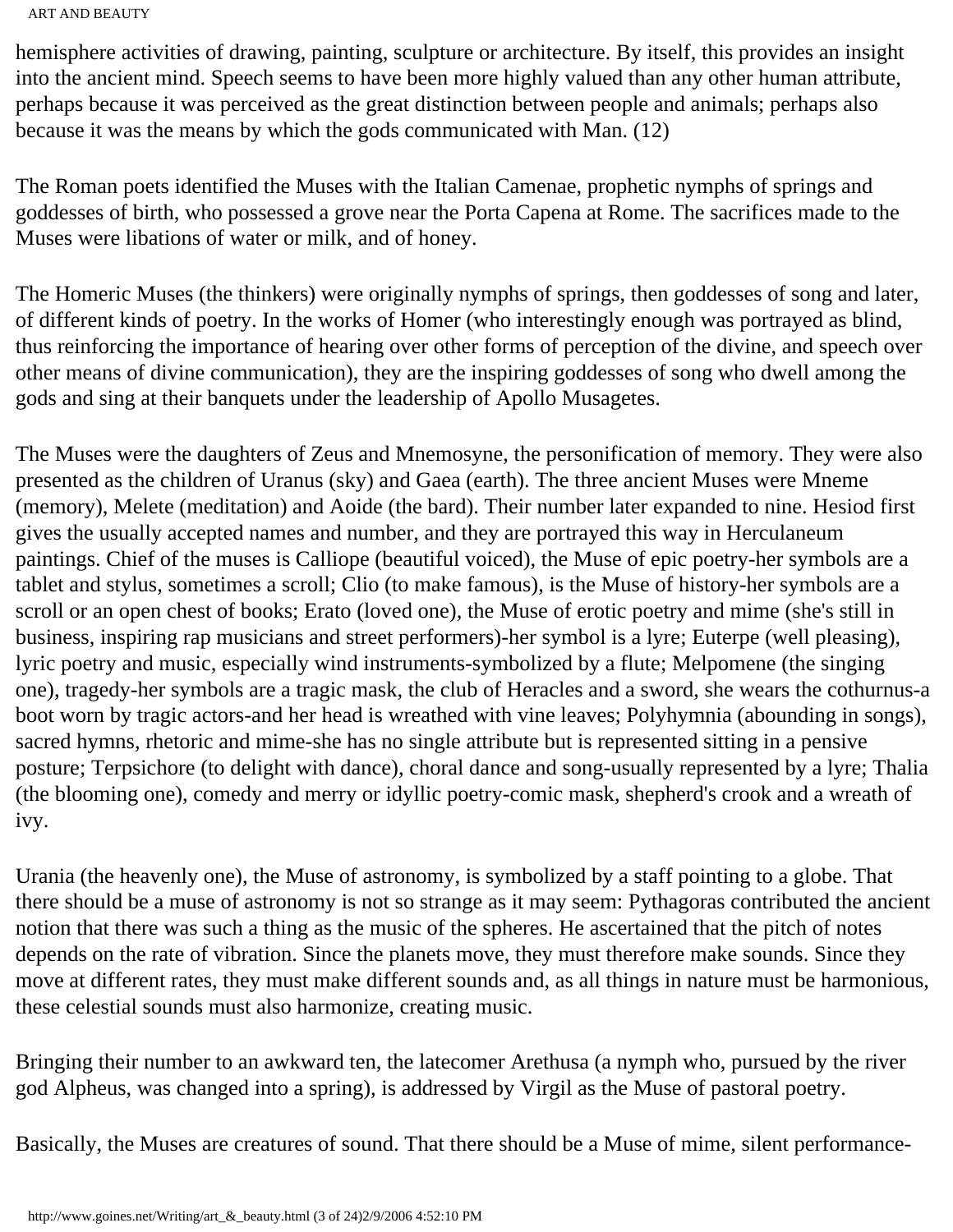hemisphere activities of drawing, painting, sculpture or architecture. By itself, this provides an insight into the ancient mind. Speech seems to have been more highly valued than any other human attribute, perhaps because it was perceived as the great distinction between people and animals; perhaps also because it was the means by which the gods communicated with Man. (12)

The Roman poets identified the Muses with the Italian Camenae, prophetic nymphs of springs and goddesses of birth, who possessed a grove near the Porta Capena at Rome. The sacrifices made to the Muses were libations of water or milk, and of honey.

The Homeric Muses (the thinkers) were originally nymphs of springs, then goddesses of song and later, of different kinds of poetry. In the works of Homer (who interestingly enough was portrayed as blind, thus reinforcing the importance of hearing over other forms of perception of the divine, and speech over other means of divine communication), they are the inspiring goddesses of song who dwell among the gods and sing at their banquets under the leadership of Apollo Musagetes.

The Muses were the daughters of Zeus and Mnemosyne, the personification of memory. They were also presented as the children of Uranus (sky) and Gaea (earth). The three ancient Muses were Mneme (memory), Melete (meditation) and Aoide (the bard). Their number later expanded to nine. Hesiod first gives the usually accepted names and number, and they are portrayed this way in Herculaneum paintings. Chief of the muses is Calliope (beautiful voiced), the Muse of epic poetry-her symbols are a tablet and stylus, sometimes a scroll; Clio (to make famous), is the Muse of history-her symbols are a scroll or an open chest of books; Erato (loved one), the Muse of erotic poetry and mime (she's still in business, inspiring rap musicians and street performers)-her symbol is a lyre; Euterpe (well pleasing), lyric poetry and music, especially wind instruments-symbolized by a flute; Melpomene (the singing one), tragedy-her symbols are a tragic mask, the club of Heracles and a sword, she wears the cothurnus-a boot worn by tragic actors-and her head is wreathed with vine leaves; Polyhymnia (abounding in songs), sacred hymns, rhetoric and mime-she has no single attribute but is represented sitting in a pensive posture; Terpsichore (to delight with dance), choral dance and song-usually represented by a lyre; Thalia (the blooming one), comedy and merry or idyllic poetry-comic mask, shepherd's crook and a wreath of ivy.

Urania (the heavenly one), the Muse of astronomy, is symbolized by a staff pointing to a globe. That there should be a muse of astronomy is not so strange as it may seem: Pythagoras contributed the ancient notion that there was such a thing as the music of the spheres. He ascertained that the pitch of notes depends on the rate of vibration. Since the planets move, they must therefore make sounds. Since they move at different rates, they must make different sounds and, as all things in nature must be harmonious, these celestial sounds must also harmonize, creating music.

Bringing their number to an awkward ten, the latecomer Arethusa (a nymph who, pursued by the river god Alpheus, was changed into a spring), is addressed by Virgil as the Muse of pastoral poetry.

Basically, the Muses are creatures of sound. That there should be a Muse of mime, silent performance-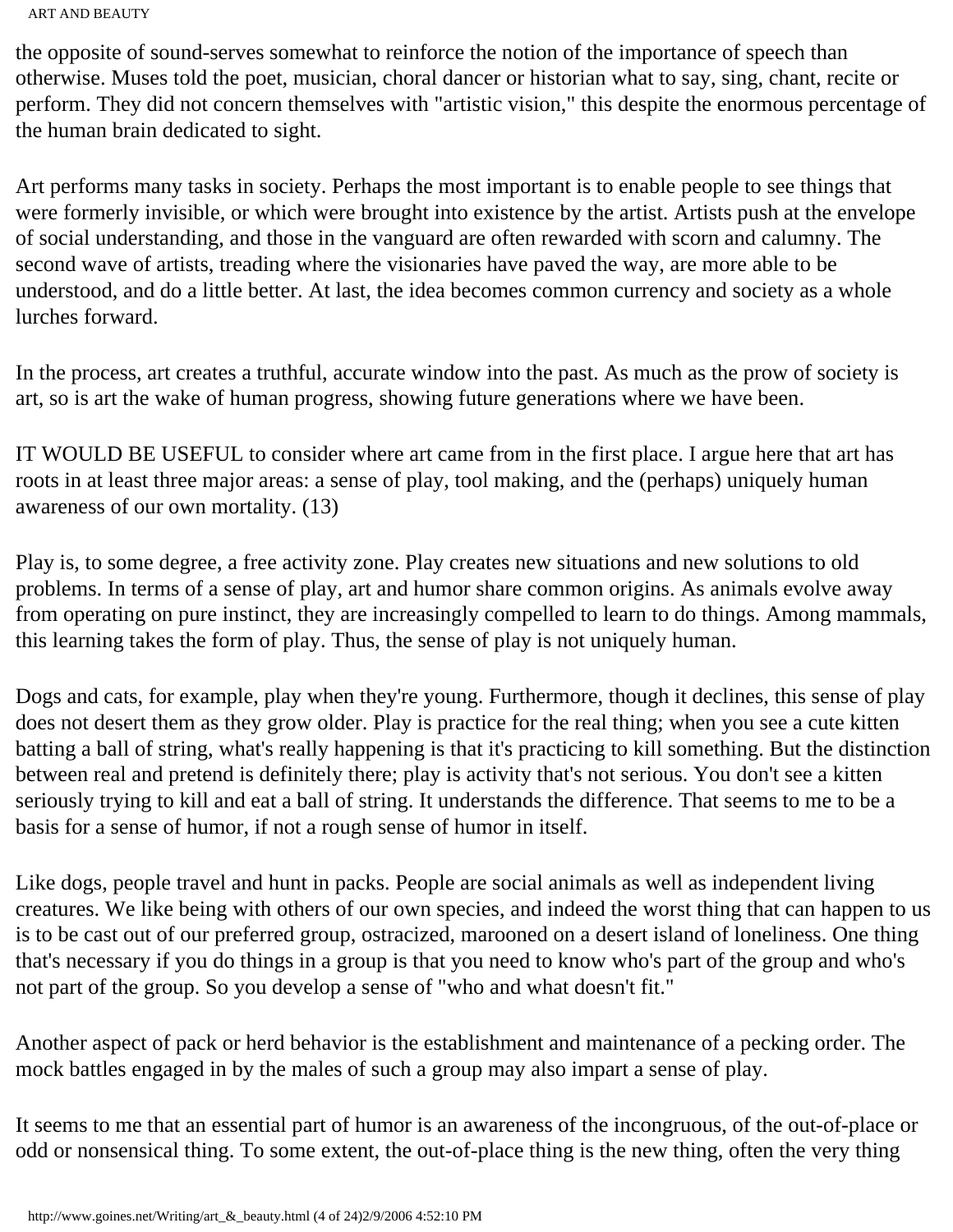the opposite of sound-serves somewhat to reinforce the notion of the importance of speech than otherwise. Muses told the poet, musician, choral dancer or historian what to say, sing, chant, recite or perform. They did not concern themselves with "artistic vision," this despite the enormous percentage of the human brain dedicated to sight.

Art performs many tasks in society. Perhaps the most important is to enable people to see things that were formerly invisible, or which were brought into existence by the artist. Artists push at the envelope of social understanding, and those in the vanguard are often rewarded with scorn and calumny. The second wave of artists, treading where the visionaries have paved the way, are more able to be understood, and do a little better. At last, the idea becomes common currency and society as a whole lurches forward.

In the process, art creates a truthful, accurate window into the past. As much as the prow of society is art, so is art the wake of human progress, showing future generations where we have been.

IT WOULD BE USEFUL to consider where art came from in the first place. I argue here that art has roots in at least three major areas: a sense of play, tool making, and the (perhaps) uniquely human awareness of our own mortality. (13)

Play is, to some degree, a free activity zone. Play creates new situations and new solutions to old problems. In terms of a sense of play, art and humor share common origins. As animals evolve away from operating on pure instinct, they are increasingly compelled to learn to do things. Among mammals, this learning takes the form of play. Thus, the sense of play is not uniquely human.

Dogs and cats, for example, play when they're young. Furthermore, though it declines, this sense of play does not desert them as they grow older. Play is practice for the real thing; when you see a cute kitten batting a ball of string, what's really happening is that it's practicing to kill something. But the distinction between real and pretend is definitely there; play is activity that's not serious. You don't see a kitten seriously trying to kill and eat a ball of string. It understands the difference. That seems to me to be a basis for a sense of humor, if not a rough sense of humor in itself.

Like dogs, people travel and hunt in packs. People are social animals as well as independent living creatures. We like being with others of our own species, and indeed the worst thing that can happen to us is to be cast out of our preferred group, ostracized, marooned on a desert island of loneliness. One thing that's necessary if you do things in a group is that you need to know who's part of the group and who's not part of the group. So you develop a sense of "who and what doesn't fit."

Another aspect of pack or herd behavior is the establishment and maintenance of a pecking order. The mock battles engaged in by the males of such a group may also impart a sense of play.

It seems to me that an essential part of humor is an awareness of the incongruous, of the out-of-place or odd or nonsensical thing. To some extent, the out-of-place thing is the new thing, often the very thing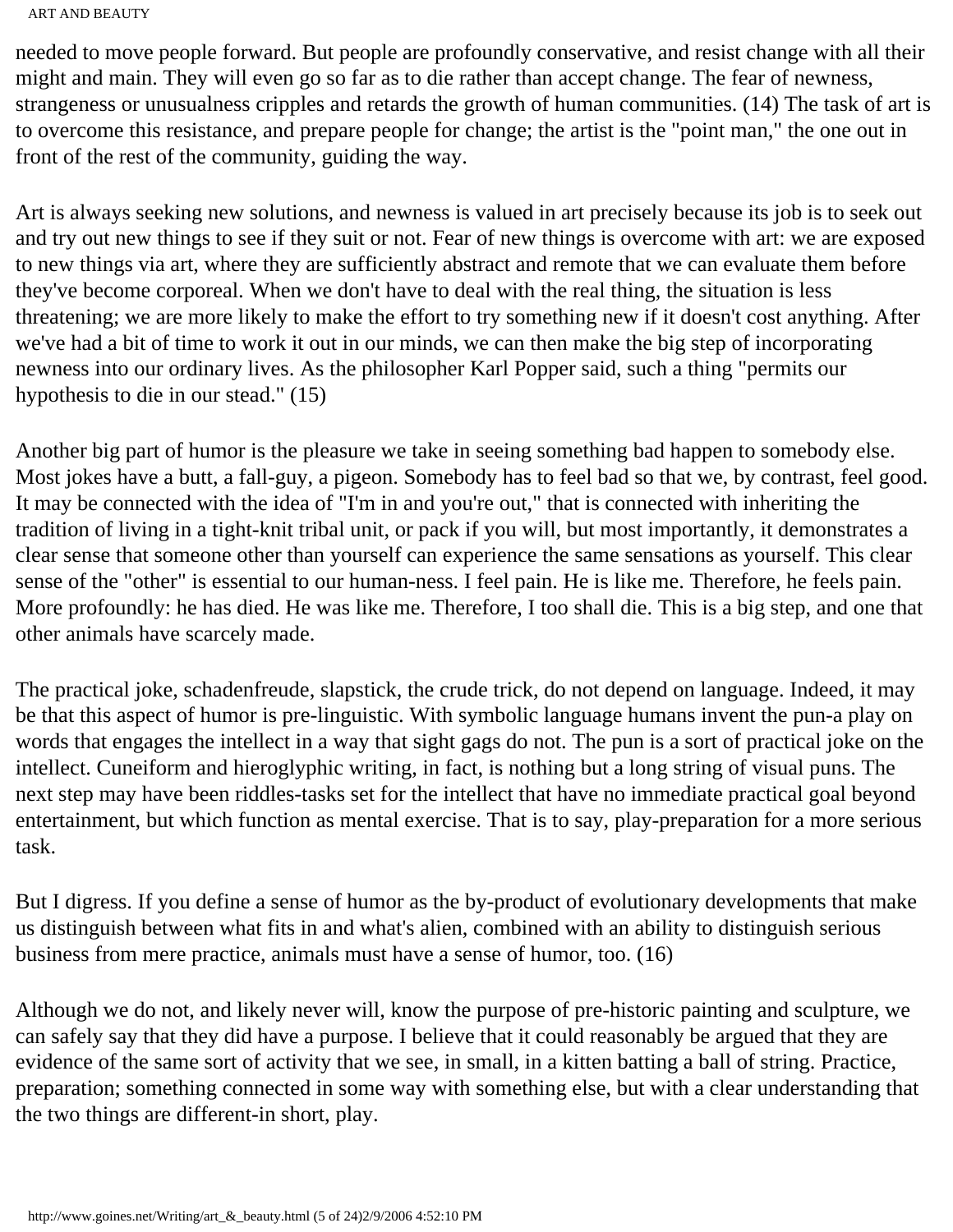needed to move people forward. But people are profoundly conservative, and resist change with all their might and main. They will even go so far as to die rather than accept change. The fear of newness, strangeness or unusualness cripples and retards the growth of human communities. (14) The task of art is to overcome this resistance, and prepare people for change; the artist is the "point man," the one out in front of the rest of the community, guiding the way.

Art is always seeking new solutions, and newness is valued in art precisely because its job is to seek out and try out new things to see if they suit or not. Fear of new things is overcome with art: we are exposed to new things via art, where they are sufficiently abstract and remote that we can evaluate them before they've become corporeal. When we don't have to deal with the real thing, the situation is less threatening; we are more likely to make the effort to try something new if it doesn't cost anything. After we've had a bit of time to work it out in our minds, we can then make the big step of incorporating newness into our ordinary lives. As the philosopher Karl Popper said, such a thing "permits our hypothesis to die in our stead." (15)

Another big part of humor is the pleasure we take in seeing something bad happen to somebody else. Most jokes have a butt, a fall-guy, a pigeon. Somebody has to feel bad so that we, by contrast, feel good. It may be connected with the idea of "I'm in and you're out," that is connected with inheriting the tradition of living in a tight-knit tribal unit, or pack if you will, but most importantly, it demonstrates a clear sense that someone other than yourself can experience the same sensations as yourself. This clear sense of the "other" is essential to our human-ness. I feel pain. He is like me. Therefore, he feels pain. More profoundly: he has died. He was like me. Therefore, I too shall die. This is a big step, and one that other animals have scarcely made.

The practical joke, schadenfreude, slapstick, the crude trick, do not depend on language. Indeed, it may be that this aspect of humor is pre-linguistic. With symbolic language humans invent the pun-a play on words that engages the intellect in a way that sight gags do not. The pun is a sort of practical joke on the intellect. Cuneiform and hieroglyphic writing, in fact, is nothing but a long string of visual puns. The next step may have been riddles-tasks set for the intellect that have no immediate practical goal beyond entertainment, but which function as mental exercise. That is to say, play-preparation for a more serious task.

But I digress. If you define a sense of humor as the by-product of evolutionary developments that make us distinguish between what fits in and what's alien, combined with an ability to distinguish serious business from mere practice, animals must have a sense of humor, too. (16)

Although we do not, and likely never will, know the purpose of pre-historic painting and sculpture, we can safely say that they did have a purpose. I believe that it could reasonably be argued that they are evidence of the same sort of activity that we see, in small, in a kitten batting a ball of string. Practice, preparation; something connected in some way with something else, but with a clear understanding that the two things are different-in short, play.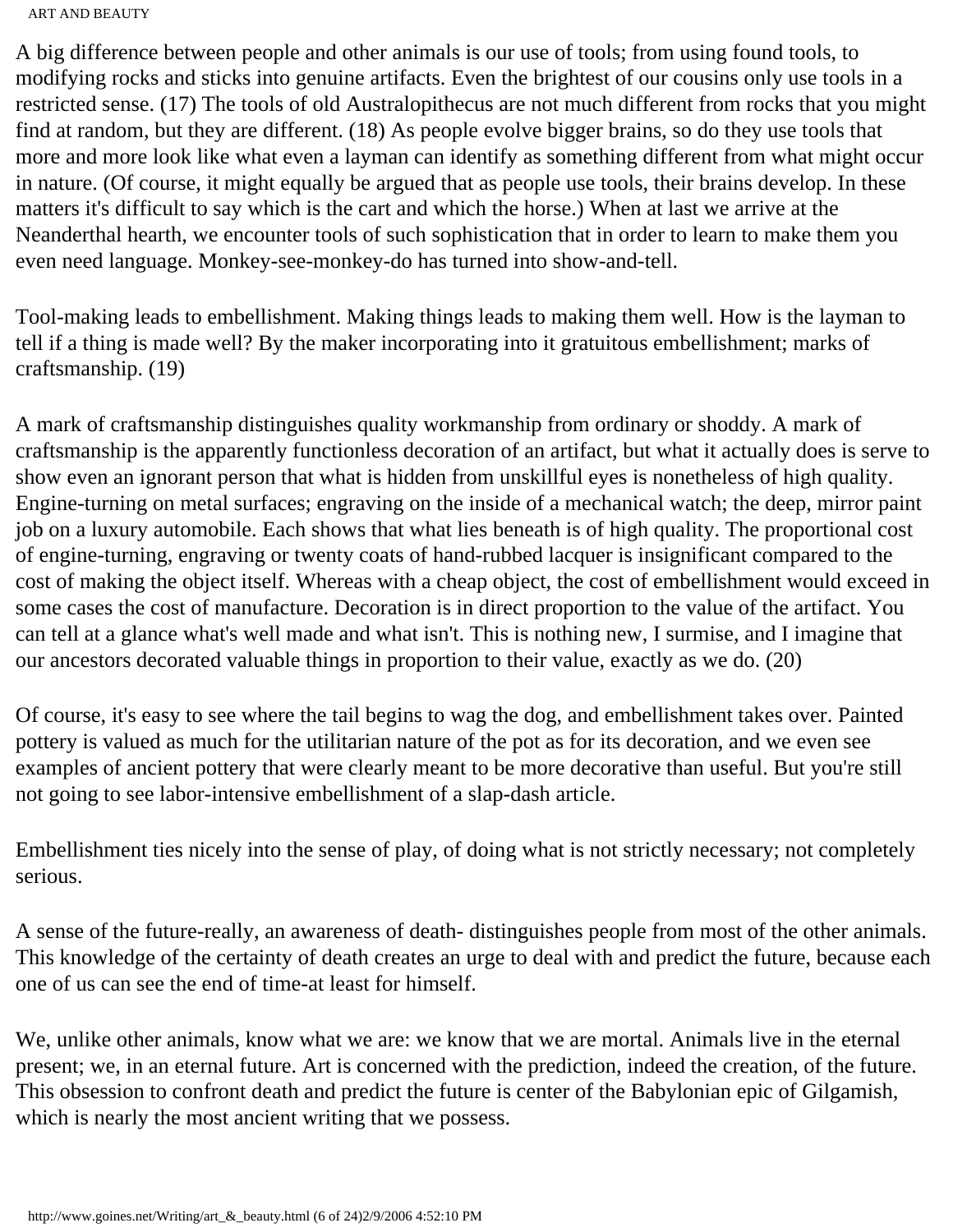A big difference between people and other animals is our use of tools; from using found tools, to modifying rocks and sticks into genuine artifacts. Even the brightest of our cousins only use tools in a restricted sense. (17) The tools of old Australopithecus are not much different from rocks that you might find at random, but they are different. (18) As people evolve bigger brains, so do they use tools that more and more look like what even a layman can identify as something different from what might occur in nature. (Of course, it might equally be argued that as people use tools, their brains develop. In these matters it's difficult to say which is the cart and which the horse.) When at last we arrive at the Neanderthal hearth, we encounter tools of such sophistication that in order to learn to make them you even need language. Monkey-see-monkey-do has turned into show-and-tell.

Tool-making leads to embellishment. Making things leads to making them well. How is the layman to tell if a thing is made well? By the maker incorporating into it gratuitous embellishment; marks of craftsmanship. (19)

A mark of craftsmanship distinguishes quality workmanship from ordinary or shoddy. A mark of craftsmanship is the apparently functionless decoration of an artifact, but what it actually does is serve to show even an ignorant person that what is hidden from unskillful eyes is nonetheless of high quality. Engine-turning on metal surfaces; engraving on the inside of a mechanical watch; the deep, mirror paint job on a luxury automobile. Each shows that what lies beneath is of high quality. The proportional cost of engine-turning, engraving or twenty coats of hand-rubbed lacquer is insignificant compared to the cost of making the object itself. Whereas with a cheap object, the cost of embellishment would exceed in some cases the cost of manufacture. Decoration is in direct proportion to the value of the artifact. You can tell at a glance what's well made and what isn't. This is nothing new, I surmise, and I imagine that our ancestors decorated valuable things in proportion to their value, exactly as we do. (20)

Of course, it's easy to see where the tail begins to wag the dog, and embellishment takes over. Painted pottery is valued as much for the utilitarian nature of the pot as for its decoration, and we even see examples of ancient pottery that were clearly meant to be more decorative than useful. But you're still not going to see labor-intensive embellishment of a slap-dash article.

Embellishment ties nicely into the sense of play, of doing what is not strictly necessary; not completely serious.

A sense of the future-really, an awareness of death- distinguishes people from most of the other animals. This knowledge of the certainty of death creates an urge to deal with and predict the future, because each one of us can see the end of time-at least for himself.

We, unlike other animals, know what we are: we know that we are mortal. Animals live in the eternal present; we, in an eternal future. Art is concerned with the prediction, indeed the creation, of the future. This obsession to confront death and predict the future is center of the Babylonian epic of Gilgamish, which is nearly the most ancient writing that we possess.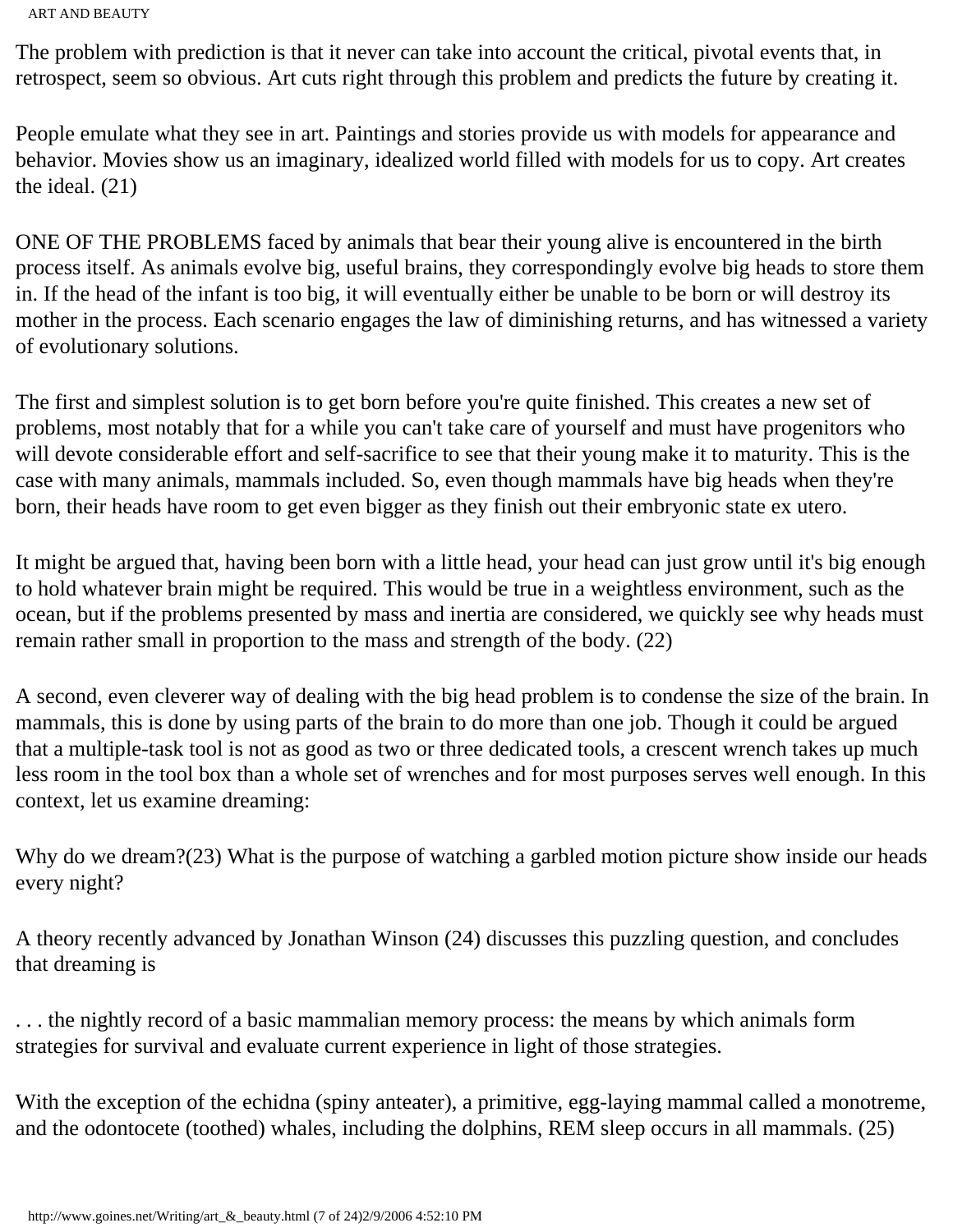The problem with prediction is that it never can take into account the critical, pivotal events that, in retrospect, seem so obvious. Art cuts right through this problem and predicts the future by creating it.

People emulate what they see in art. Paintings and stories provide us with models for appearance and behavior. Movies show us an imaginary, idealized world filled with models for us to copy. Art creates the ideal. (21)

ONE OF THE PROBLEMS faced by animals that bear their young alive is encountered in the birth process itself. As animals evolve big, useful brains, they correspondingly evolve big heads to store them in. If the head of the infant is too big, it will eventually either be unable to be born or will destroy its mother in the process. Each scenario engages the law of diminishing returns, and has witnessed a variety of evolutionary solutions.

The first and simplest solution is to get born before you're quite finished. This creates a new set of problems, most notably that for a while you can't take care of yourself and must have progenitors who will devote considerable effort and self-sacrifice to see that their young make it to maturity. This is the case with many animals, mammals included. So, even though mammals have big heads when they're born, their heads have room to get even bigger as they finish out their embryonic state ex utero.

It might be argued that, having been born with a little head, your head can just grow until it's big enough to hold whatever brain might be required. This would be true in a weightless environment, such as the ocean, but if the problems presented by mass and inertia are considered, we quickly see why heads must remain rather small in proportion to the mass and strength of the body. (22)

A second, even cleverer way of dealing with the big head problem is to condense the size of the brain. In mammals, this is done by using parts of the brain to do more than one job. Though it could be argued that a multiple-task tool is not as good as two or three dedicated tools, a crescent wrench takes up much less room in the tool box than a whole set of wrenches and for most purposes serves well enough. In this context, let us examine dreaming:

Why do we dream?(23) What is the purpose of watching a garbled motion picture show inside our heads every night?

A theory recently advanced by Jonathan Winson (24) discusses this puzzling question, and concludes that dreaming is

> . . . the nightly record of a basic mammalian memory process: the means by which animals form strategies for survival and evaluate current experience in light of those strategies.

With the exception of the echidna (spiny anteater), a primitive, egg-laying mammal called a monotreme, and the odontocete (toothed) whales, including the dolphins, REM sleep occurs in all mammals. (25)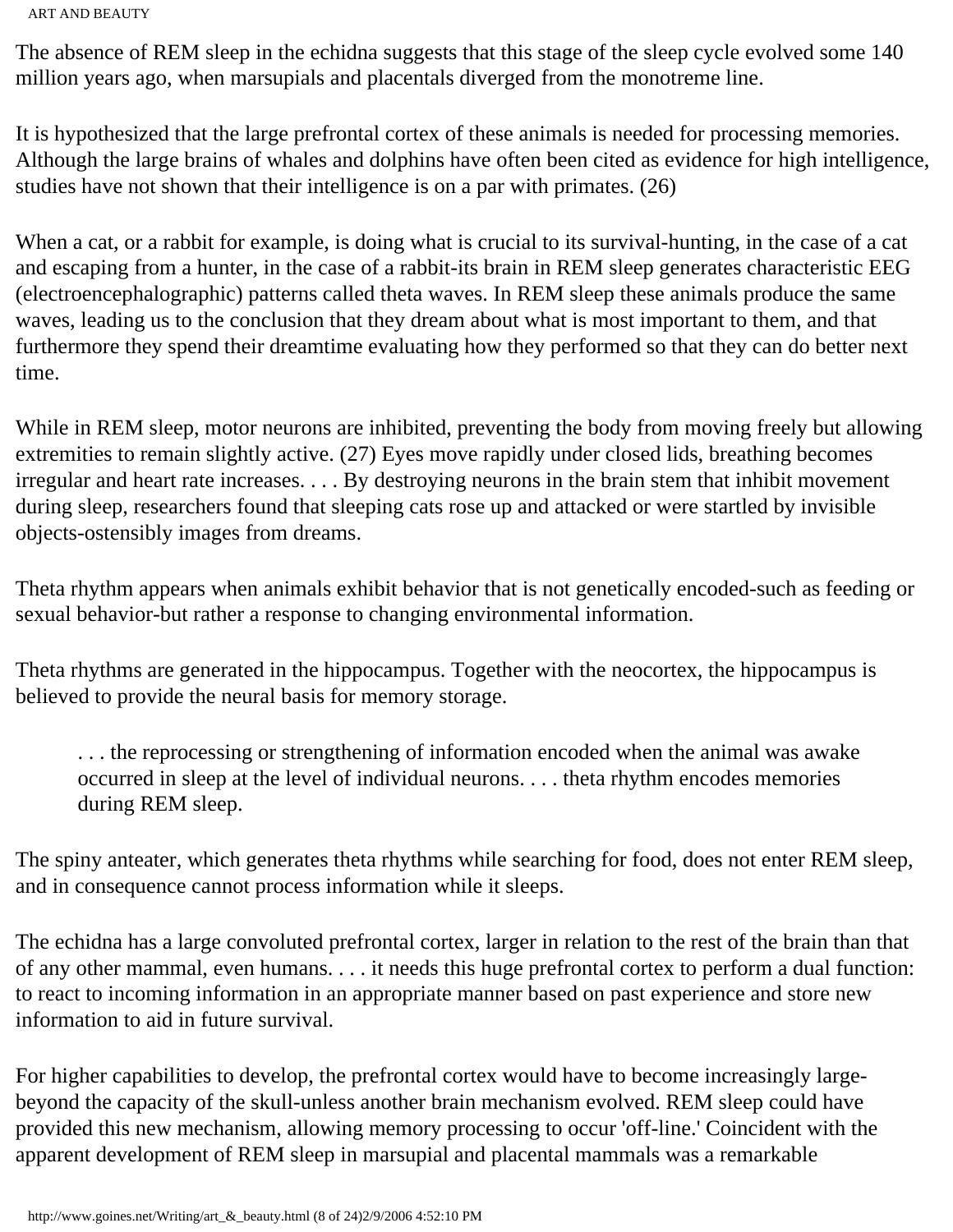The absence of REM sleep in the echidna suggests that this stage of the sleep cycle evolved some 140 million years ago, when marsupials and placentals diverged from the monotreme line.

It is hypothesized that the large prefrontal cortex of these animals is needed for processing memories. Although the large brains of whales and dolphins have often been cited as evidence for high intelligence, studies have not shown that their intelligence is on a par with primates. (26)

When a cat, or a rabbit for example, is doing what is crucial to its survival-hunting, in the case of a cat and escaping from a hunter, in the case of a rabbit-its brain in REM sleep generates characteristic EEG (electroencephalographic) patterns called theta waves. In REM sleep these animals produce the same waves, leading us to the conclusion that they dream about what is most important to them, and that furthermore they spend their dreamtime evaluating how they performed so that they can do better next time.

While in REM sleep, motor neurons are inhibited, preventing the body from moving freely but allowing extremities to remain slightly active. (27) Eyes move rapidly under closed lids, breathing becomes irregular and heart rate increases. . . . By destroying neurons in the brain stem that inhibit movement during sleep, researchers found that sleeping cats rose up and attacked or were startled by invisible objects-ostensibly images from dreams.

Theta rhythm appears when animals exhibit behavior that is not genetically encoded-such as feeding or sexual behavior-but rather a response to changing environmental information.

Theta rhythms are generated in the hippocampus. Together with the neocortex, the hippocampus is believed to provide the neural basis for memory storage.

> . . . the reprocessing or strengthening of information encoded when the animal was awake occurred in sleep at the level of individual neurons. . . . theta rhythm encodes memories during REM sleep.

The spiny anteater, which generates theta rhythms while searching for food, does not enter REM sleep, and in consequence cannot process information while it sleeps.

The echidna has a large convoluted prefrontal cortex, larger in relation to the rest of the brain than that of any other mammal, even humans. . . . it needs this huge prefrontal cortex to perform a dual function: to react to incoming information in an appropriate manner based on past experience and store new information to aid in future survival.

For higher capabilities to develop, the prefrontal cortex would have to become increasingly large-beyond the capacity of the skull-unless another brain mechanism evolved. REM sleep could have provided this new mechanism, allowing memory processing to occur 'off-line.' Coincident with the apparent development of REM sleep in marsupial and placental mammals was a remarkable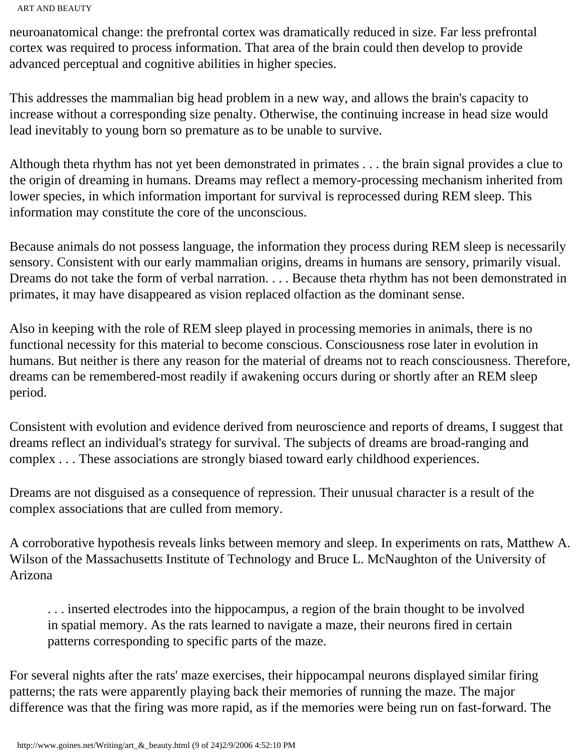neuroanatomical change: the prefrontal cortex was dramatically reduced in size. Far less prefrontal cortex was required to process information. That area of the brain could then develop to provide advanced perceptual and cognitive abilities in higher species.

This addresses the mammalian big head problem in a new way, and allows the brain's capacity to increase without a corresponding size penalty. Otherwise, the continuing increase in head size would lead inevitably to young born so premature as to be unable to survive.

Although theta rhythm has not yet been demonstrated in primates . . . the brain signal provides a clue to the origin of dreaming in humans. Dreams may reflect a memory-processing mechanism inherited from lower species, in which information important for survival is reprocessed during REM sleep. This information may constitute the core of the unconscious.

Because animals do not possess language, the information they process during REM sleep is necessarily sensory. Consistent with our early mammalian origins, dreams in humans are sensory, primarily visual. Dreams do not take the form of verbal narration. . . . Because theta rhythm has not been demonstrated in primates, it may have disappeared as vision replaced olfaction as the dominant sense.

Also in keeping with the role of REM sleep played in processing memories in animals, there is no functional necessity for this material to become conscious. Consciousness rose later in evolution in humans. But neither is there any reason for the material of dreams not to reach consciousness. Therefore, dreams can be remembered-most readily if awakening occurs during or shortly after an REM sleep period.

Consistent with evolution and evidence derived from neuroscience and reports of dreams, I suggest that dreams reflect an individual's strategy for survival. The subjects of dreams are broad-ranging and complex . . . These associations are strongly biased toward early childhood experiences.

Dreams are not disguised as a consequence of repression. Their unusual character is a result of the complex associations that are culled from memory.

A corroborative hypothesis reveals links between memory and sleep. In experiments on rats, Matthew A. Wilson of the Massachusetts Institute of Technology and Bruce L. McNaughton of the University of Arizona

> . . . inserted electrodes into the hippocampus, a region of the brain thought to be involved in spatial memory. As the rats learned to navigate a maze, their neurons fired in certain patterns corresponding to specific parts of the maze.

For several nights after the rats' maze exercises, their hippocampal neurons displayed similar firing patterns; the rats were apparently playing back their memories of running the maze. The major difference was that the firing was more rapid, as if the memories were being run on fast-forward. The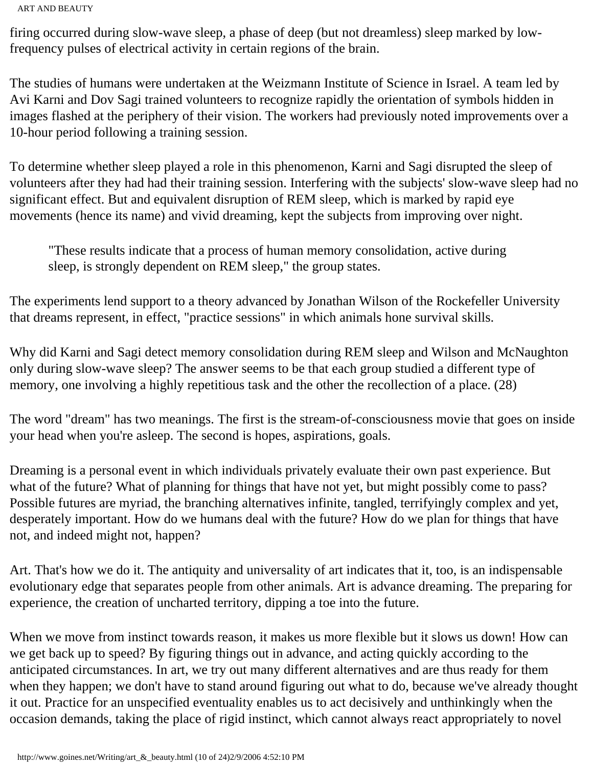firing occurred during slow-wave sleep, a phase of deep (but not dreamless) sleep marked by low-frequency pulses of electrical activity in certain regions of the brain.

The studies of humans were undertaken at the Weizmann Institute of Science in Israel. A team led by Avi Karni and Dov Sagi trained volunteers to recognize rapidly the orientation of symbols hidden in images flashed at the periphery of their vision. The workers had previously noted improvements over a 10-hour period following a training session.

To determine whether sleep played a role in this phenomenon, Karni and Sagi disrupted the sleep of volunteers after they had had their training session. Interfering with the subjects' slow-wave sleep had no significant effect. But and equivalent disruption of REM sleep, which is marked by rapid eye movements (hence its name) and vivid dreaming, kept the subjects from improving over night.

> "These results indicate that a process of human memory consolidation, active during sleep, is strongly dependent on REM sleep," the group states.

The experiments lend support to a theory advanced by Jonathan Wilson of the Rockefeller University that dreams represent, in effect, "practice sessions" in which animals hone survival skills.

Why did Karni and Sagi detect memory consolidation during REM sleep and Wilson and McNaughton only during slow-wave sleep? The answer seems to be that each group studied a different type of memory, one involving a highly repetitious task and the other the recollection of a place. (28)

The word "dream" has two meanings. The first is the stream-of-consciousness movie that goes on inside your head when you're asleep. The second is hopes, aspirations, goals.

Dreaming is a personal event in which individuals privately evaluate their own past experience. But what of the future? What of planning for things that have not yet, but might possibly come to pass? Possible futures are myriad, the branching alternatives infinite, tangled, terrifyingly complex and yet, desperately important. How do we humans deal with the future? How do we plan for things that have not, and indeed might not, happen?

Art. That's how we do it. The antiquity and universality of art indicates that it, too, is an indispensable evolutionary edge that separates people from other animals. Art is advance dreaming. The preparing for experience, the creation of uncharted territory, dipping a toe into the future.

When we move from instinct towards reason, it makes us more flexible but it slows us down! How can we get back up to speed? By figuring things out in advance, and acting quickly according to the anticipated circumstances. In art, we try out many different alternatives and are thus ready for them when they happen; we don't have to stand around figuring out what to do, because we've already thought it out. Practice for an unspecified eventuality enables us to act decisively and unthinkingly when the occasion demands, taking the place of rigid instinct, which cannot always react appropriately to novel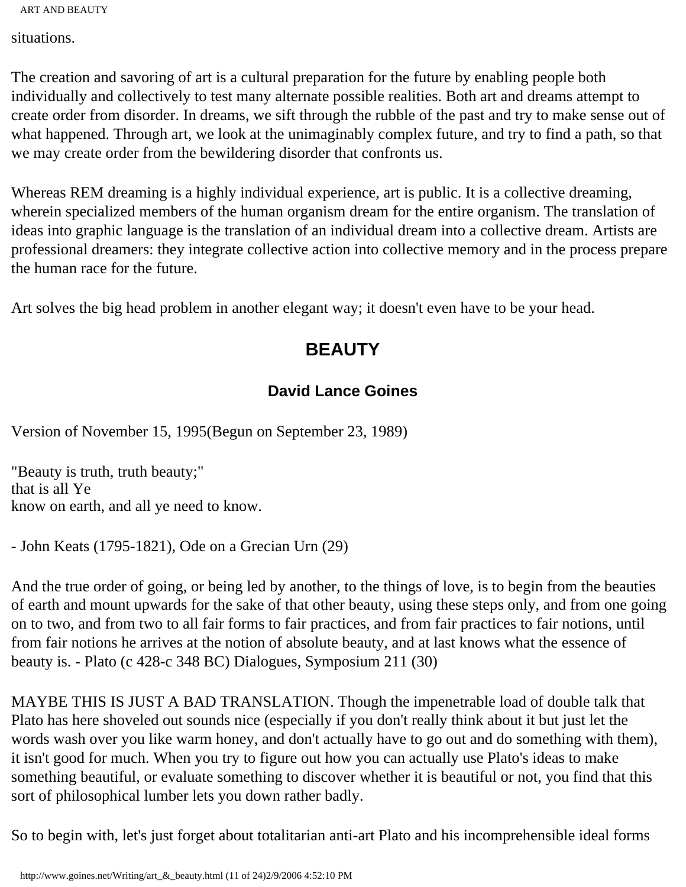situations.

The creation and savoring of art is a cultural preparation for the future by enabling people both individually and collectively to test many alternate possible realities. Both art and dreams attempt to create order from disorder. In dreams, we sift through the rubble of the past and try to make sense out of what happened. Through art, we look at the unimaginably complex future, and try to find a path, so that we may create order from the bewildering disorder that confronts us.

Whereas REM dreaming is a highly individual experience, art is public. It is a collective dreaming, wherein specialized members of the human organism dream for the entire organism. The translation of ideas into graphic language is the translation of an individual dream into a collective dream. Artists are professional dreamers: they integrate collective action into collective memory and in the process prepare the human race for the future.

Art solves the big head problem in another elegant way; it doesn't even have to be your head.

## BEAUTY

### David Lance Goines

Version of November 15, 1995(Begun on September 23, 1989)

"Beauty is truth, truth beauty;"
that is all Ye
know on earth, and all ye need to know.

- John Keats (1795-1821), Ode on a Grecian Urn (29)

And the true order of going, or being led by another, to the things of love, is to begin from the beauties of earth and mount upwards for the sake of that other beauty, using these steps only, and from one going on to two, and from two to all fair forms to fair practices, and from fair practices to fair notions, until from fair notions he arrives at the notion of absolute beauty, and at last knows what the essence of beauty is. - Plato (c 428-c 348 BC) Dialogues, Symposium 211 (30)

MAYBE THIS IS JUST A BAD TRANSLATION. Though the impenetrable load of double talk that Plato has here shoveled out sounds nice (especially if you don't really think about it but just let the words wash over you like warm honey, and don't actually have to go out and do something with them), it isn't good for much. When you try to figure out how you can actually use Plato's ideas to make something beautiful, or evaluate something to discover whether it is beautiful or not, you find that this sort of philosophical lumber lets you down rather badly.

So to begin with, let's just forget about totalitarian anti-art Plato and his incomprehensible ideal forms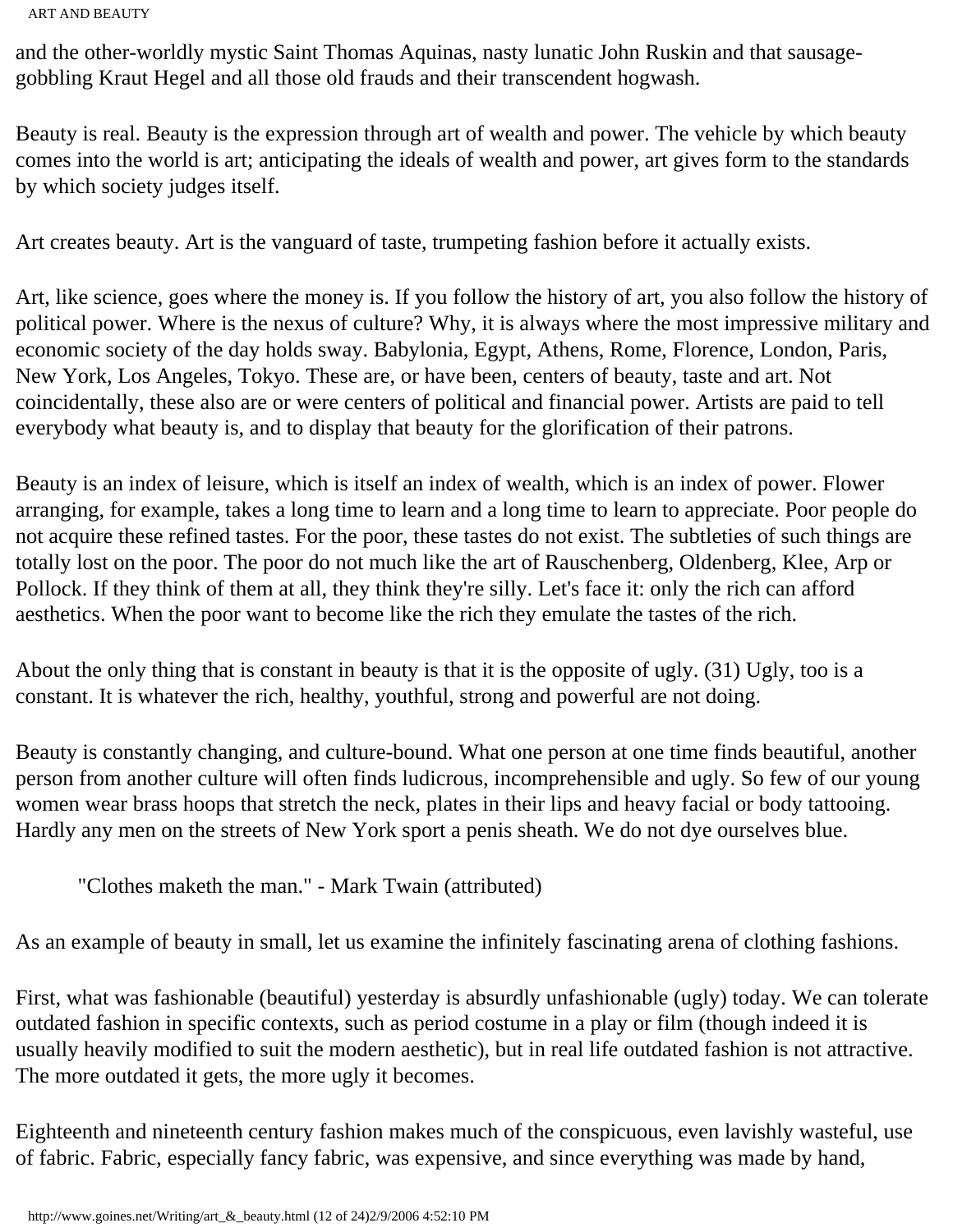and the other-worldly mystic Saint Thomas Aquinas, nasty lunatic John Ruskin and that sausage-gobbling Kraut Hegel and all those old frauds and their transcendent hogwash.

Beauty is real. Beauty is the expression through art of wealth and power. The vehicle by which beauty comes into the world is art; anticipating the ideals of wealth and power, art gives form to the standards by which society judges itself.

Art creates beauty. Art is the vanguard of taste, trumpeting fashion before it actually exists.

Art, like science, goes where the money is. If you follow the history of art, you also follow the history of political power. Where is the nexus of culture? Why, it is always where the most impressive military and economic society of the day holds sway. Babylonia, Egypt, Athens, Rome, Florence, London, Paris, New York, Los Angeles, Tokyo. These are, or have been, centers of beauty, taste and art. Not coincidentally, these also are or were centers of political and financial power. Artists are paid to tell everybody what beauty is, and to display that beauty for the glorification of their patrons.

Beauty is an index of leisure, which is itself an index of wealth, which is an index of power. Flower arranging, for example, takes a long time to learn and a long time to learn to appreciate. Poor people do not acquire these refined tastes. For the poor, these tastes do not exist. The subtleties of such things are totally lost on the poor. The poor do not much like the art of Rauschenberg, Oldenberg, Klee, Arp or Pollock. If they think of them at all, they think they're silly. Let's face it: only the rich can afford aesthetics. When the poor want to become like the rich they emulate the tastes of the rich.

About the only thing that is constant in beauty is that it is the opposite of ugly. (31) Ugly, too is a constant. It is whatever the rich, healthy, youthful, strong and powerful are not doing.

Beauty is constantly changing, and culture-bound. What one person at one time finds beautiful, another person from another culture will often finds ludicrous, incomprehensible and ugly. So few of our young women wear brass hoops that stretch the neck, plates in their lips and heavy facial or body tattooing. Hardly any men on the streets of New York sport a penis sheath. We do not dye ourselves blue.

> "Clothes maketh the man." - Mark Twain (attributed)

As an example of beauty in small, let us examine the infinitely fascinating arena of clothing fashions.

First, what was fashionable (beautiful) yesterday is absurdly unfashionable (ugly) today. We can tolerate outdated fashion in specific contexts, such as period costume in a play or film (though indeed it is usually heavily modified to suit the modern aesthetic), but in real life outdated fashion is not attractive. The more outdated it gets, the more ugly it becomes.

Eighteenth and nineteenth century fashion makes much of the conspicuous, even lavishly wasteful, use of fabric. Fabric, especially fancy fabric, was expensive, and since everything was made by hand,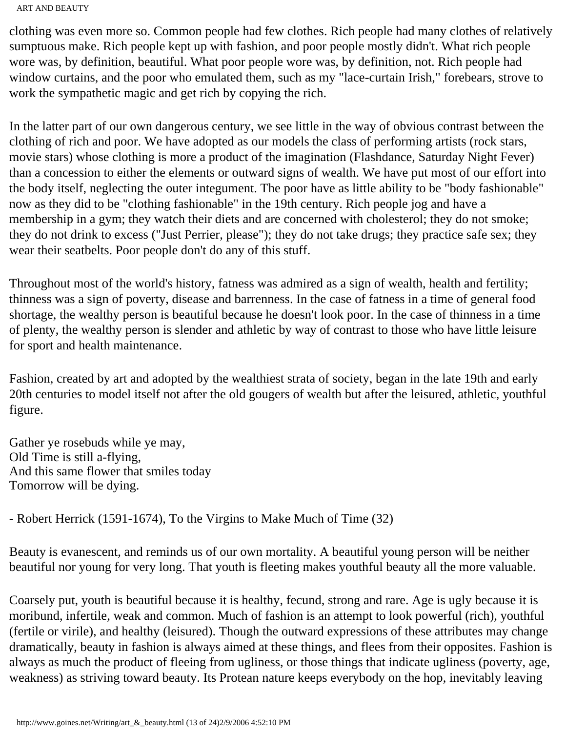clothing was even more so. Common people had few clothes. Rich people had many clothes of relatively sumptuous make. Rich people kept up with fashion, and poor people mostly didn't. What rich people wore was, by definition, beautiful. What poor people wore was, by definition, not. Rich people had window curtains, and the poor who emulated them, such as my "lace-curtain Irish," forebears, strove to work the sympathetic magic and get rich by copying the rich.

In the latter part of our own dangerous century, we see little in the way of obvious contrast between the clothing of rich and poor. We have adopted as our models the class of performing artists (rock stars, movie stars) whose clothing is more a product of the imagination (Flashdance, Saturday Night Fever) than a concession to either the elements or outward signs of wealth. We have put most of our effort into the body itself, neglecting the outer integument. The poor have as little ability to be "body fashionable" now as they did to be "clothing fashionable" in the 19th century. Rich people jog and have a membership in a gym; they watch their diets and are concerned with cholesterol; they do not smoke; they do not drink to excess ("Just Perrier, please"); they do not take drugs; they practice safe sex; they wear their seatbelts. Poor people don't do any of this stuff.

Throughout most of the world's history, fatness was admired as a sign of wealth, health and fertility; thinness was a sign of poverty, disease and barrenness. In the case of fatness in a time of general food shortage, the wealthy person is beautiful because he doesn't look poor. In the case of thinness in a time of plenty, the wealthy person is slender and athletic by way of contrast to those who have little leisure for sport and health maintenance.

Fashion, created by art and adopted by the wealthiest strata of society, began in the late 19th and early 20th centuries to model itself not after the old gougers of wealth but after the leisured, athletic, youthful figure.

Gather ye rosebuds while ye may,  
Old Time is still a-flying,  
And this same flower that smiles today  
Tomorrow will be dying.

- Robert Herrick (1591-1674), To the Virgins to Make Much of Time (32)

Beauty is evanescent, and reminds us of our own mortality. A beautiful young person will be neither beautiful nor young for very long. That youth is fleeting makes youthful beauty all the more valuable.

Coarsely put, youth is beautiful because it is healthy, fecund, strong and rare. Age is ugly because it is moribund, infertile, weak and common. Much of fashion is an attempt to look powerful (rich), youthful (fertile or virile), and healthy (leisured). Though the outward expressions of these attributes may change dramatically, beauty in fashion is always aimed at these things, and flees from their opposites. Fashion is always as much the product of fleeing from ugliness, or those things that indicate ugliness (poverty, age, weakness) as striving toward beauty. Its Protean nature keeps everybody on the hop, inevitably leaving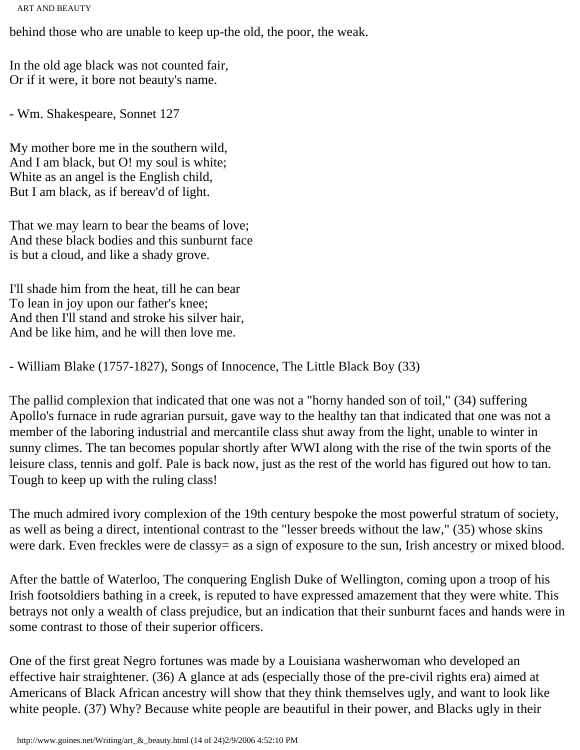behind those who are unable to keep up-the old, the poor, the weak.

In the old age black was not counted fair,
Or if it were, it bore not beauty's name.

- Wm. Shakespeare, Sonnet 127

My mother bore me in the southern wild,
And I am black, but O! my soul is white;
White as an angel is the English child,
But I am black, as if bereav'd of light.

That we may learn to bear the beams of love;
And these black bodies and this sunburnt face
is but a cloud, and like a shady grove.

I'll shade him from the heat, till he can bear
To lean in joy upon our father's knee;
And then I'll stand and stroke his silver hair,
And be like him, and he will then love me.

- William Blake (1757-1827), Songs of Innocence, The Little Black Boy (33)

The pallid complexion that indicated that one was not a "horny handed son of toil," (34) suffering Apollo's furnace in rude agrarian pursuit, gave way to the healthy tan that indicated that one was not a member of the laboring industrial and mercantile class shut away from the light, unable to winter in sunny climes. The tan becomes popular shortly after WWI along with the rise of the twin sports of the leisure class, tennis and golf. Pale is back now, just as the rest of the world has figured out how to tan. Tough to keep up with the ruling class!

The much admired ivory complexion of the 19th century bespoke the most powerful stratum of society, as well as being a direct, intentional contrast to the "lesser breeds without the law," (35) whose skins were dark. Even freckles were de classy= as a sign of exposure to the sun, Irish ancestry or mixed blood.

After the battle of Waterloo, The conquering English Duke of Wellington, coming upon a troop of his Irish footsoldiers bathing in a creek, is reputed to have expressed amazement that they were white. This betrays not only a wealth of class prejudice, but an indication that their sunburnt faces and hands were in some contrast to those of their superior officers.

One of the first great Negro fortunes was made by a Louisiana washerwoman who developed an effective hair straightener. (36) A glance at ads (especially those of the pre-civil rights era) aimed at Americans of Black African ancestry will show that they think themselves ugly, and want to look like white people. (37) Why? Because white people are beautiful in their power, and Blacks ugly in their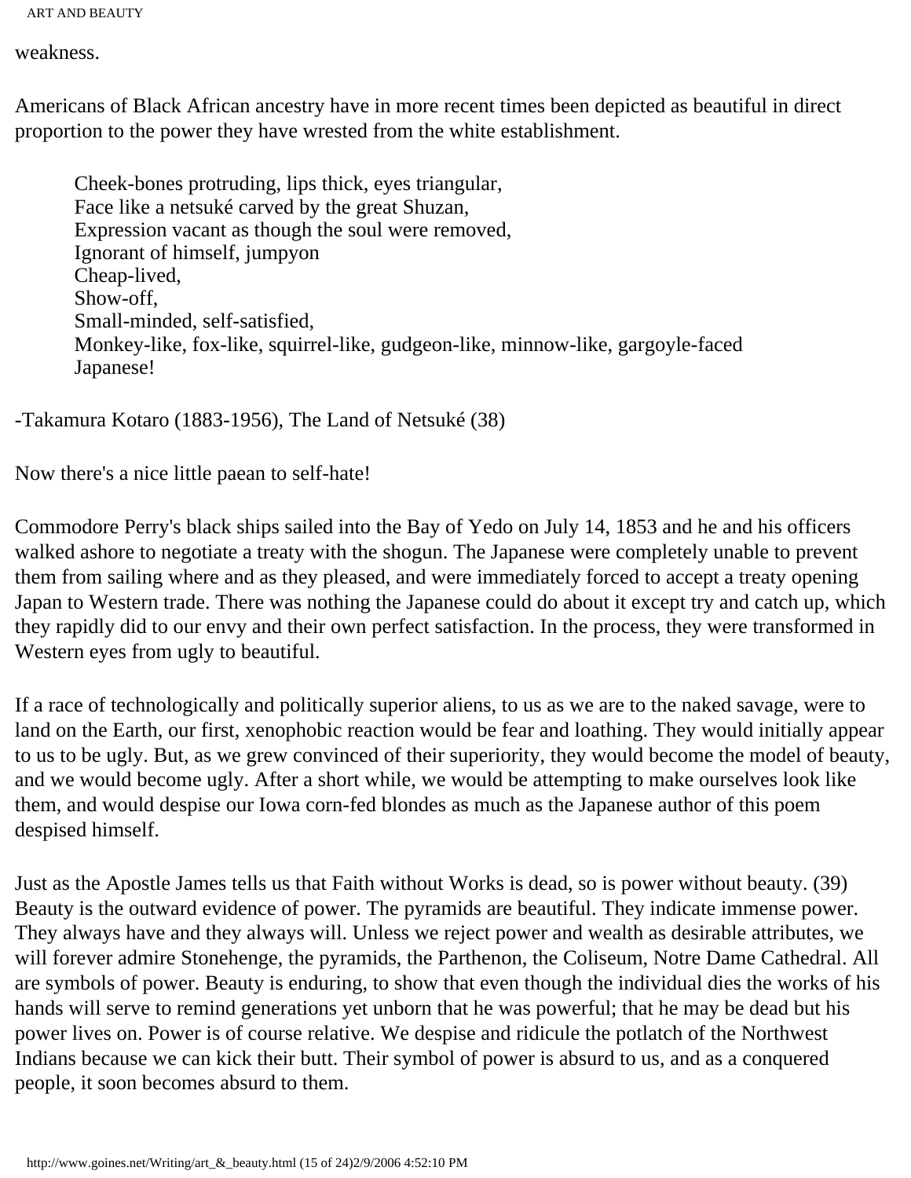weakness.

Americans of Black African ancestry have in more recent times been depicted as beautiful in direct proportion to the power they have wrested from the white establishment.

> Cheek-bones protruding, lips thick, eyes triangular,
> Face like a netsuké carved by the great Shuzan,
> Expression vacant as though the soul were removed,
> Ignorant of himself, jumpyon
> Cheap-lived,
> Show-off,
> Small-minded, self-satisfied,
> Monkey-like, fox-like, squirrel-like, gudgeon-like, minnow-like, gargoyle-faced
> Japanese!

-Takamura Kotaro (1883-1956), The Land of Netsuké (38)

Now there's a nice little paean to self-hate!

Commodore Perry's black ships sailed into the Bay of Yedo on July 14, 1853 and he and his officers walked ashore to negotiate a treaty with the shogun. The Japanese were completely unable to prevent them from sailing where and as they pleased, and were immediately forced to accept a treaty opening Japan to Western trade. There was nothing the Japanese could do about it except try and catch up, which they rapidly did to our envy and their own perfect satisfaction. In the process, they were transformed in Western eyes from ugly to beautiful.

If a race of technologically and politically superior aliens, to us as we are to the naked savage, were to land on the Earth, our first, xenophobic reaction would be fear and loathing. They would initially appear to us to be ugly. But, as we grew convinced of their superiority, they would become the model of beauty, and we would become ugly. After a short while, we would be attempting to make ourselves look like them, and would despise our Iowa corn-fed blondes as much as the Japanese author of this poem despised himself.

Just as the Apostle James tells us that Faith without Works is dead, so is power without beauty. (39) Beauty is the outward evidence of power. The pyramids are beautiful. They indicate immense power. They always have and they always will. Unless we reject power and wealth as desirable attributes, we will forever admire Stonehenge, the pyramids, the Parthenon, the Coliseum, Notre Dame Cathedral. All are symbols of power. Beauty is enduring, to show that even though the individual dies the works of his hands will serve to remind generations yet unborn that he was powerful; that he may be dead but his power lives on. Power is of course relative. We despise and ridicule the potlatch of the Northwest Indians because we can kick their butt. Their symbol of power is absurd to us, and as a conquered people, it soon becomes absurd to them.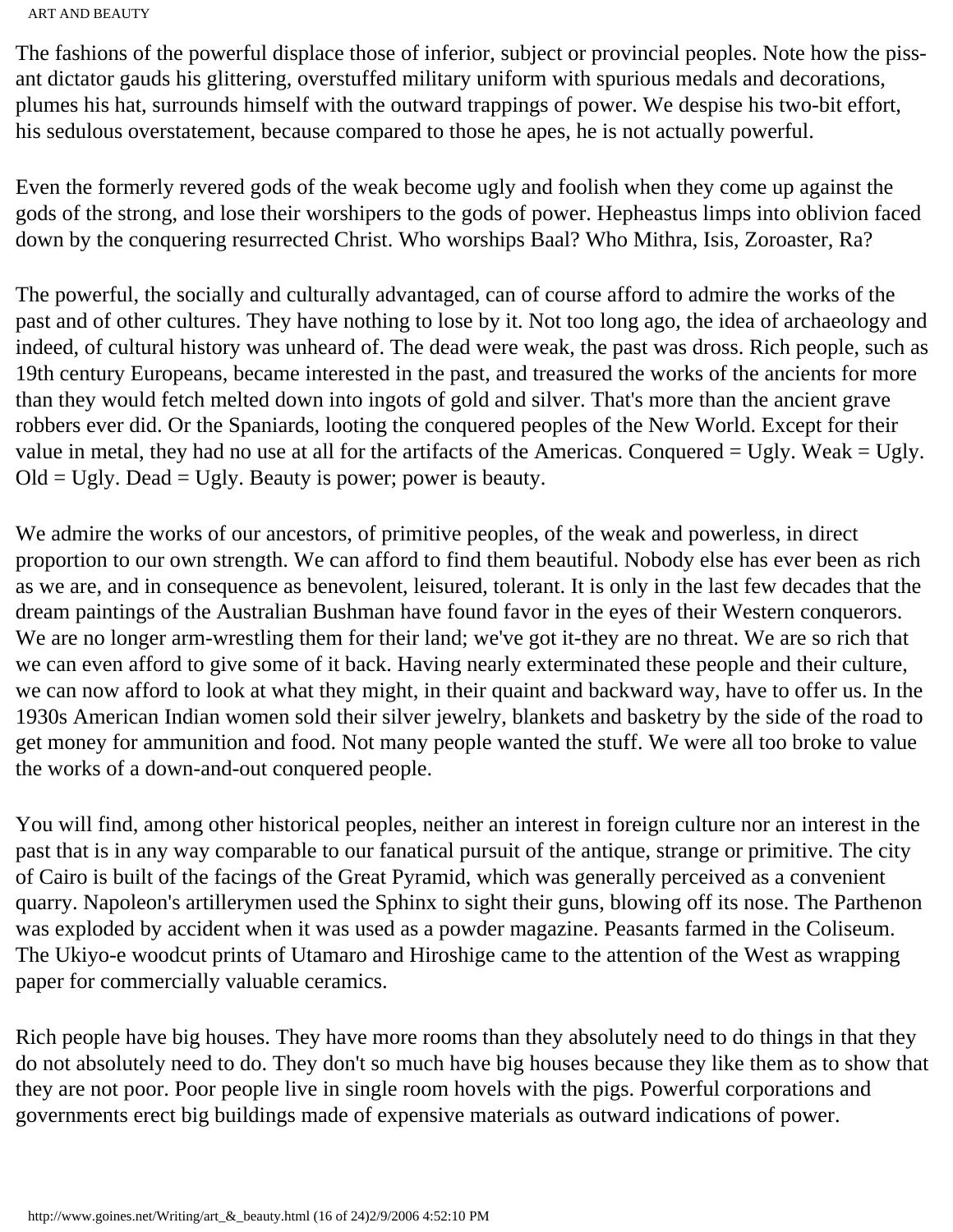The fashions of the powerful displace those of inferior, subject or provincial peoples. Note how the piss-ant dictator gauds his glittering, overstuffed military uniform with spurious medals and decorations, plumes his hat, surrounds himself with the outward trappings of power. We despise his two-bit effort, his sedulous overstatement, because compared to those he apes, he is not actually powerful.

Even the formerly revered gods of the weak become ugly and foolish when they come up against the gods of the strong, and lose their worshipers to the gods of power. Hepheastus limps into oblivion faced down by the conquering resurrected Christ. Who worships Baal? Who Mithra, Isis, Zoroaster, Ra?

The powerful, the socially and culturally advantaged, can of course afford to admire the works of the past and of other cultures. They have nothing to lose by it. Not too long ago, the idea of archaeology and indeed, of cultural history was unheard of. The dead were weak, the past was dross. Rich people, such as 19th century Europeans, became interested in the past, and treasured the works of the ancients for more than they would fetch melted down into ingots of gold and silver. That's more than the ancient grave robbers ever did. Or the Spaniards, looting the conquered peoples of the New World. Except for their value in metal, they had no use at all for the artifacts of the Americas. Conquered = Ugly. Weak = Ugly. Old = Ugly. Dead = Ugly. Beauty is power; power is beauty.

We admire the works of our ancestors, of primitive peoples, of the weak and powerless, in direct proportion to our own strength. We can afford to find them beautiful. Nobody else has ever been as rich as we are, and in consequence as benevolent, leisured, tolerant. It is only in the last few decades that the dream paintings of the Australian Bushman have found favor in the eyes of their Western conquerors. We are no longer arm-wrestling them for their land; we've got it-they are no threat. We are so rich that we can even afford to give some of it back. Having nearly exterminated these people and their culture, we can now afford to look at what they might, in their quaint and backward way, have to offer us. In the 1930s American Indian women sold their silver jewelry, blankets and basketry by the side of the road to get money for ammunition and food. Not many people wanted the stuff. We were all too broke to value the works of a down-and-out conquered people.

You will find, among other historical peoples, neither an interest in foreign culture nor an interest in the past that is in any way comparable to our fanatical pursuit of the antique, strange or primitive. The city of Cairo is built of the facings of the Great Pyramid, which was generally perceived as a convenient quarry. Napoleon's artillerymen used the Sphinx to sight their guns, blowing off its nose. The Parthenon was exploded by accident when it was used as a powder magazine. Peasants farmed in the Coliseum. The Ukiyo-e woodcut prints of Utamaro and Hiroshige came to the attention of the West as wrapping paper for commercially valuable ceramics.

Rich people have big houses. They have more rooms than they absolutely need to do things in that they do not absolutely need to do. They don't so much have big houses because they like them as to show that they are not poor. Poor people live in single room hovels with the pigs. Powerful corporations and governments erect big buildings made of expensive materials as outward indications of power.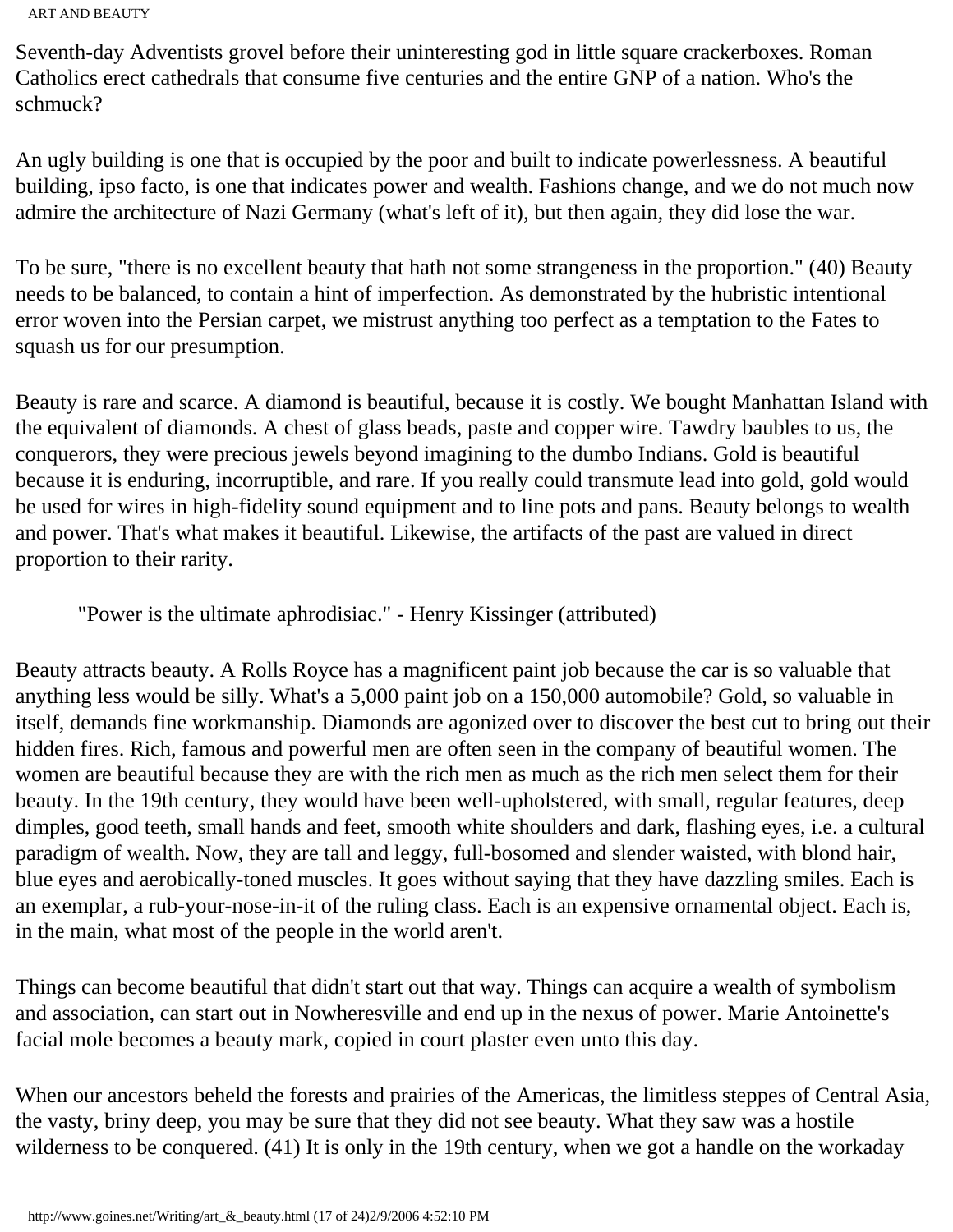Seventh-day Adventists grovel before their uninteresting god in little square crackerboxes. Roman Catholics erect cathedrals that consume five centuries and the entire GNP of a nation. Who's the schmuck?

An ugly building is one that is occupied by the poor and built to indicate powerlessness. A beautiful building, ipso facto, is one that indicates power and wealth. Fashions change, and we do not much now admire the architecture of Nazi Germany (what's left of it), but then again, they did lose the war.

To be sure, "there is no excellent beauty that hath not some strangeness in the proportion." (40) Beauty needs to be balanced, to contain a hint of imperfection. As demonstrated by the hubristic intentional error woven into the Persian carpet, we mistrust anything too perfect as a temptation to the Fates to squash us for our presumption.

Beauty is rare and scarce. A diamond is beautiful, because it is costly. We bought Manhattan Island with the equivalent of diamonds. A chest of glass beads, paste and copper wire. Tawdry baubles to us, the conquerors, they were precious jewels beyond imagining to the dumbo Indians. Gold is beautiful because it is enduring, incorruptible, and rare. If you really could transmute lead into gold, gold would be used for wires in high-fidelity sound equipment and to line pots and pans. Beauty belongs to wealth and power. That's what makes it beautiful. Likewise, the artifacts of the past are valued in direct proportion to their rarity.

> "Power is the ultimate aphrodisiac." - Henry Kissinger (attributed)

Beauty attracts beauty. A Rolls Royce has a magnificent paint job because the car is so valuable that anything less would be silly. What's a 5,000 paint job on a 150,000 automobile? Gold, so valuable in itself, demands fine workmanship. Diamonds are agonized over to discover the best cut to bring out their hidden fires. Rich, famous and powerful men are often seen in the company of beautiful women. The women are beautiful because they are with the rich men as much as the rich men select them for their beauty. In the 19th century, they would have been well-upholstered, with small, regular features, deep dimples, good teeth, small hands and feet, smooth white shoulders and dark, flashing eyes, i.e. a cultural paradigm of wealth. Now, they are tall and leggy, full-bosomed and slender waisted, with blond hair, blue eyes and aerobically-toned muscles. It goes without saying that they have dazzling smiles. Each is an exemplar, a rub-your-nose-in-it of the ruling class. Each is an expensive ornamental object. Each is, in the main, what most of the people in the world aren't.

Things can become beautiful that didn't start out that way. Things can acquire a wealth of symbolism and association, can start out in Nowheresville and end up in the nexus of power. Marie Antoinette's facial mole becomes a beauty mark, copied in court plaster even unto this day.

When our ancestors beheld the forests and prairies of the Americas, the limitless steppes of Central Asia, the vasty, briny deep, you may be sure that they did not see beauty. What they saw was a hostile wilderness to be conquered. (41) It is only in the 19th century, when we got a handle on the workaday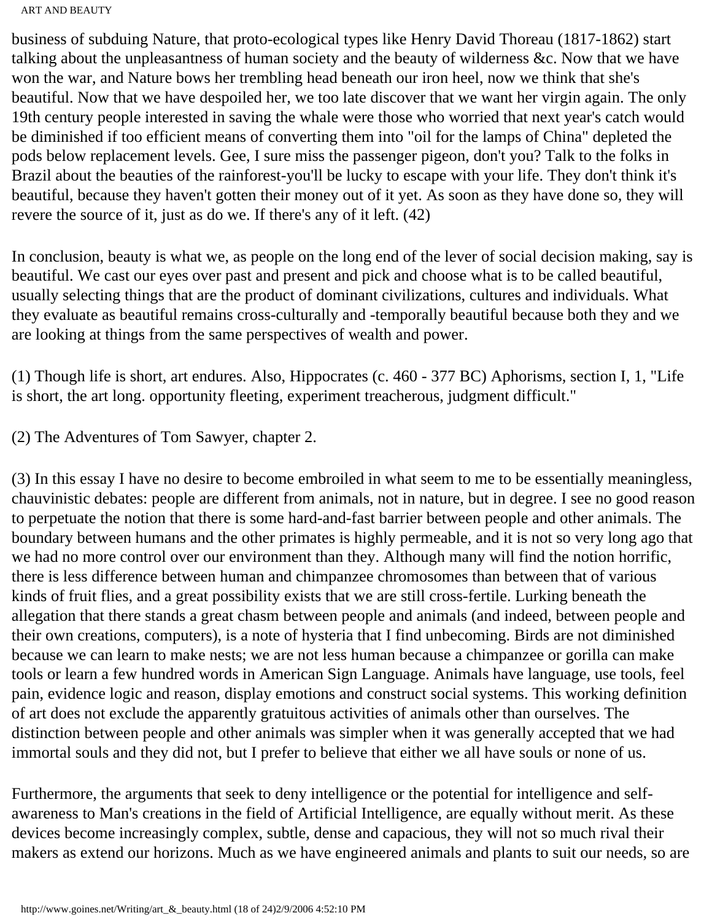business of subduing Nature, that proto-ecological types like Henry David Thoreau (1817-1862) start talking about the unpleasantness of human society and the beauty of wilderness &c. Now that we have won the war, and Nature bows her trembling head beneath our iron heel, now we think that she's beautiful. Now that we have despoiled her, we too late discover that we want her virgin again. The only 19th century people interested in saving the whale were those who worried that next year's catch would be diminished if too efficient means of converting them into "oil for the lamps of China" depleted the pods below replacement levels. Gee, I sure miss the passenger pigeon, don't you? Talk to the folks in Brazil about the beauties of the rainforest-you'll be lucky to escape with your life. They don't think it's beautiful, because they haven't gotten their money out of it yet. As soon as they have done so, they will revere the source of it, just as do we. If there's any of it left. (42)

In conclusion, beauty is what we, as people on the long end of the lever of social decision making, say is beautiful. We cast our eyes over past and present and pick and choose what is to be called beautiful, usually selecting things that are the product of dominant civilizations, cultures and individuals. What they evaluate as beautiful remains cross-culturally and -temporally beautiful because both they and we are looking at things from the same perspectives of wealth and power.

(1) Though life is short, art endures. Also, Hippocrates (c. 460 - 377 BC) Aphorisms, section I, 1, "Life is short, the art long. opportunity fleeting, experiment treacherous, judgment difficult."

(2) The Adventures of Tom Sawyer, chapter 2.

(3) In this essay I have no desire to become embroiled in what seem to me to be essentially meaningless, chauvinistic debates: people are different from animals, not in nature, but in degree. I see no good reason to perpetuate the notion that there is some hard-and-fast barrier between people and other animals. The boundary between humans and the other primates is highly permeable, and it is not so very long ago that we had no more control over our environment than they. Although many will find the notion horrific, there is less difference between human and chimpanzee chromosomes than between that of various kinds of fruit flies, and a great possibility exists that we are still cross-fertile. Lurking beneath the allegation that there stands a great chasm between people and animals (and indeed, between people and their own creations, computers), is a note of hysteria that I find unbecoming. Birds are not diminished because we can learn to make nests; we are not less human because a chimpanzee or gorilla can make tools or learn a few hundred words in American Sign Language. Animals have language, use tools, feel pain, evidence logic and reason, display emotions and construct social systems. This working definition of art does not exclude the apparently gratuitous activities of animals other than ourselves. The distinction between people and other animals was simpler when it was generally accepted that we had immortal souls and they did not, but I prefer to believe that either we all have souls or none of us.

Furthermore, the arguments that seek to deny intelligence or the potential for intelligence and self-awareness to Man's creations in the field of Artificial Intelligence, are equally without merit. As these devices become increasingly complex, subtle, dense and capacious, they will not so much rival their makers as extend our horizons. Much as we have engineered animals and plants to suit our needs, so are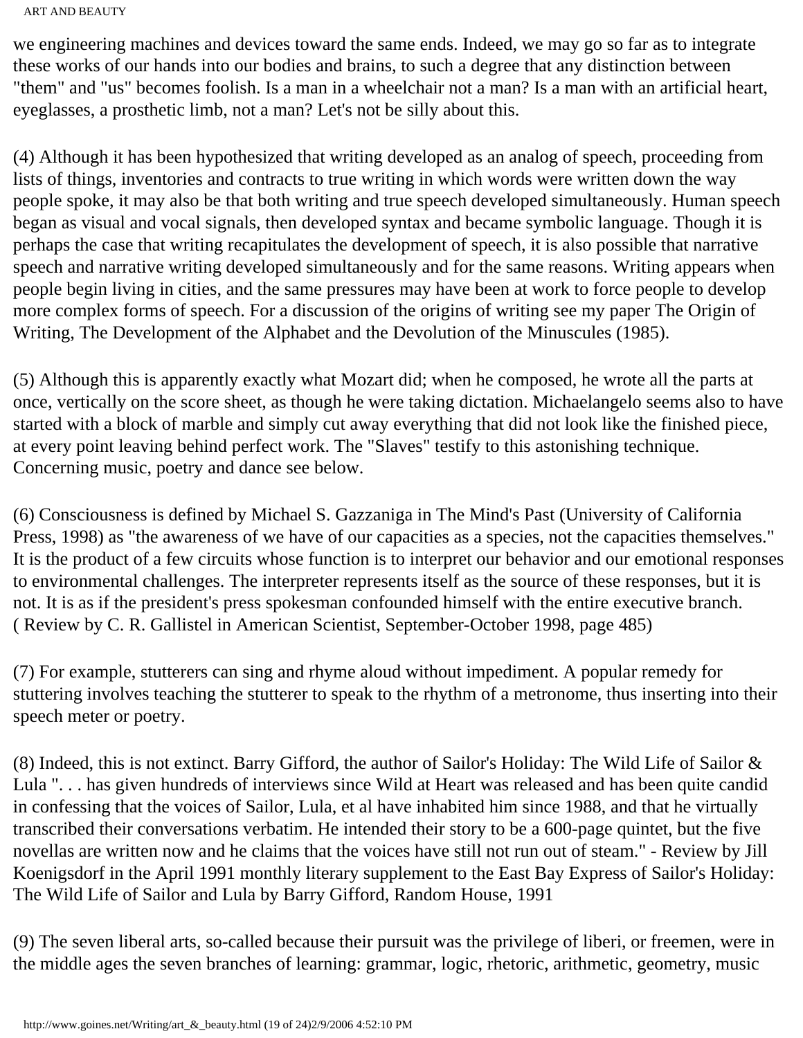we engineering machines and devices toward the same ends. Indeed, we may go so far as to integrate these works of our hands into our bodies and brains, to such a degree that any distinction between "them" and "us" becomes foolish. Is a man in a wheelchair not a man? Is a man with an artificial heart, eyeglasses, a prosthetic limb, not a man? Let's not be silly about this.

(4) Although it has been hypothesized that writing developed as an analog of speech, proceeding from lists of things, inventories and contracts to true writing in which words were written down the way people spoke, it may also be that both writing and true speech developed simultaneously. Human speech began as visual and vocal signals, then developed syntax and became symbolic language. Though it is perhaps the case that writing recapitulates the development of speech, it is also possible that narrative speech and narrative writing developed simultaneously and for the same reasons. Writing appears when people begin living in cities, and the same pressures may have been at work to force people to develop more complex forms of speech. For a discussion of the origins of writing see my paper The Origin of Writing, The Development of the Alphabet and the Devolution of the Minuscules (1985).

(5) Although this is apparently exactly what Mozart did; when he composed, he wrote all the parts at once, vertically on the score sheet, as though he were taking dictation. Michaelangelo seems also to have started with a block of marble and simply cut away everything that did not look like the finished piece, at every point leaving behind perfect work. The "Slaves" testify to this astonishing technique. Concerning music, poetry and dance see below.

(6) Consciousness is defined by Michael S. Gazzaniga in The Mind's Past (University of California Press, 1998) as "the awareness of we have of our capacities as a species, not the capacities themselves." It is the product of a few circuits whose function is to interpret our behavior and our emotional responses to environmental challenges. The interpreter represents itself as the source of these responses, but it is not. It is as if the president's press spokesman confounded himself with the entire executive branch. ( Review by C. R. Gallistel in American Scientist, September-October 1998, page 485)

(7) For example, stutterers can sing and rhyme aloud without impediment. A popular remedy for stuttering involves teaching the stutterer to speak to the rhythm of a metronome, thus inserting into their speech meter or poetry.

(8) Indeed, this is not extinct. Barry Gifford, the author of Sailor's Holiday: The Wild Life of Sailor & Lula ". . . has given hundreds of interviews since Wild at Heart was released and has been quite candid in confessing that the voices of Sailor, Lula, et al have inhabited him since 1988, and that he virtually transcribed their conversations verbatim. He intended their story to be a 600-page quintet, but the five novellas are written now and he claims that the voices have still not run out of steam." - Review by Jill Koenigsdorf in the April 1991 monthly literary supplement to the East Bay Express of Sailor's Holiday: The Wild Life of Sailor and Lula by Barry Gifford, Random House, 1991

(9) The seven liberal arts, so-called because their pursuit was the privilege of liberi, or freemen, were in the middle ages the seven branches of learning: grammar, logic, rhetoric, arithmetic, geometry, music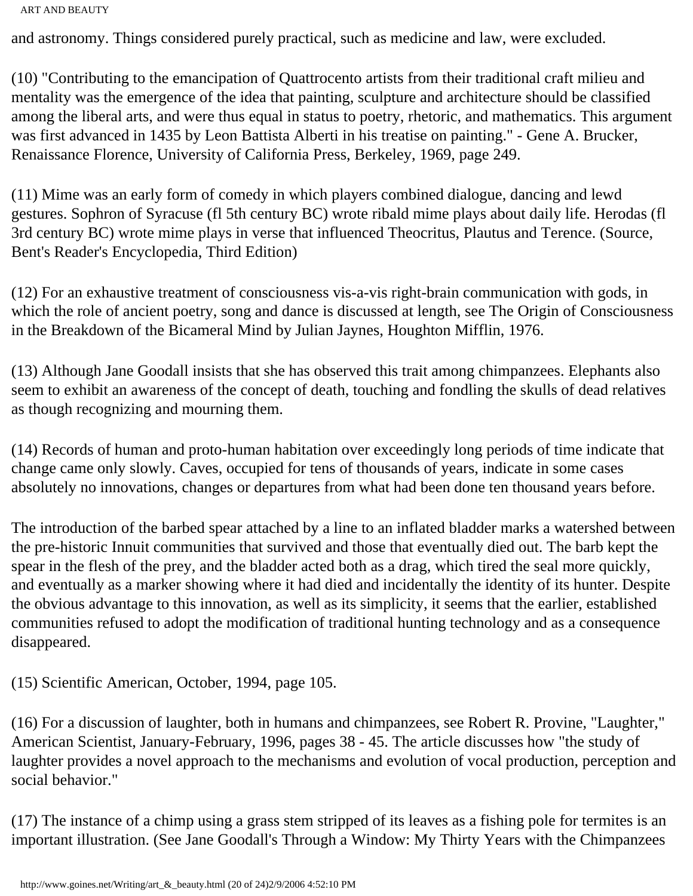and astronomy. Things considered purely practical, such as medicine and law, were excluded.

(10) "Contributing to the emancipation of Quattrocento artists from their traditional craft milieu and mentality was the emergence of the idea that painting, sculpture and architecture should be classified among the liberal arts, and were thus equal in status to poetry, rhetoric, and mathematics. This argument was first advanced in 1435 by Leon Battista Alberti in his treatise on painting." - Gene A. Brucker, Renaissance Florence, University of California Press, Berkeley, 1969, page 249.

(11) Mime was an early form of comedy in which players combined dialogue, dancing and lewd gestures. Sophron of Syracuse (fl 5th century BC) wrote ribald mime plays about daily life. Herodas (fl 3rd century BC) wrote mime plays in verse that influenced Theocritus, Plautus and Terence. (Source, Bent's Reader's Encyclopedia, Third Edition)

(12) For an exhaustive treatment of consciousness vis-a-vis right-brain communication with gods, in which the role of ancient poetry, song and dance is discussed at length, see The Origin of Consciousness in the Breakdown of the Bicameral Mind by Julian Jaynes, Houghton Mifflin, 1976.

(13) Although Jane Goodall insists that she has observed this trait among chimpanzees. Elephants also seem to exhibit an awareness of the concept of death, touching and fondling the skulls of dead relatives as though recognizing and mourning them.

(14) Records of human and proto-human habitation over exceedingly long periods of time indicate that change came only slowly. Caves, occupied for tens of thousands of years, indicate in some cases absolutely no innovations, changes or departures from what had been done ten thousand years before.

The introduction of the barbed spear attached by a line to an inflated bladder marks a watershed between the pre-historic Innuit communities that survived and those that eventually died out. The barb kept the spear in the flesh of the prey, and the bladder acted both as a drag, which tired the seal more quickly, and eventually as a marker showing where it had died and incidentally the identity of its hunter. Despite the obvious advantage to this innovation, as well as its simplicity, it seems that the earlier, established communities refused to adopt the modification of traditional hunting technology and as a consequence disappeared.

(15) Scientific American, October, 1994, page 105.

(16) For a discussion of laughter, both in humans and chimpanzees, see Robert R. Provine, "Laughter," American Scientist, January-February, 1996, pages 38 - 45. The article discusses how "the study of laughter provides a novel approach to the mechanisms and evolution of vocal production, perception and social behavior."

(17) The instance of a chimp using a grass stem stripped of its leaves as a fishing pole for termites is an important illustration. (See Jane Goodall's Through a Window: My Thirty Years with the Chimpanzees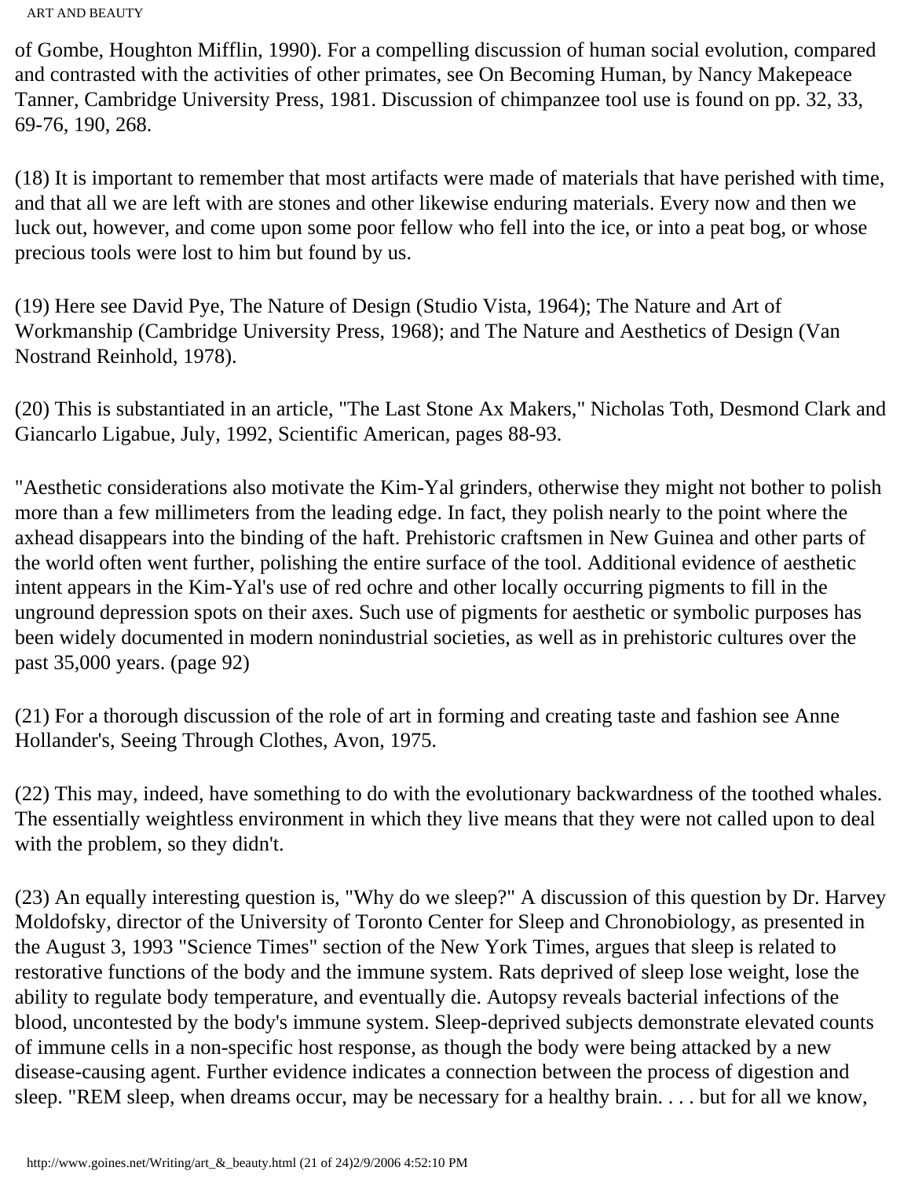of Gombe, Houghton Mifflin, 1990). For a compelling discussion of human social evolution, compared and contrasted with the activities of other primates, see On Becoming Human, by Nancy Makepeace Tanner, Cambridge University Press, 1981. Discussion of chimpanzee tool use is found on pp. 32, 33, 69-76, 190, 268.

(18) It is important to remember that most artifacts were made of materials that have perished with time, and that all we are left with are stones and other likewise enduring materials. Every now and then we luck out, however, and come upon some poor fellow who fell into the ice, or into a peat bog, or whose precious tools were lost to him but found by us.

(19) Here see David Pye, The Nature of Design (Studio Vista, 1964); The Nature and Art of Workmanship (Cambridge University Press, 1968); and The Nature and Aesthetics of Design (Van Nostrand Reinhold, 1978).

(20) This is substantiated in an article, "The Last Stone Ax Makers," Nicholas Toth, Desmond Clark and Giancarlo Ligabue, July, 1992, Scientific American, pages 88-93.

"Aesthetic considerations also motivate the Kim-Yal grinders, otherwise they might not bother to polish more than a few millimeters from the leading edge. In fact, they polish nearly to the point where the axhead disappears into the binding of the haft. Prehistoric craftsmen in New Guinea and other parts of the world often went further, polishing the entire surface of the tool. Additional evidence of aesthetic intent appears in the Kim-Yal's use of red ochre and other locally occurring pigments to fill in the unground depression spots on their axes. Such use of pigments for aesthetic or symbolic purposes has been widely documented in modern nonindustrial societies, as well as in prehistoric cultures over the past 35,000 years. (page 92)

(21) For a thorough discussion of the role of art in forming and creating taste and fashion see Anne Hollander's, Seeing Through Clothes, Avon, 1975.

(22) This may, indeed, have something to do with the evolutionary backwardness of the toothed whales. The essentially weightless environment in which they live means that they were not called upon to deal with the problem, so they didn't.

(23) An equally interesting question is, "Why do we sleep?" A discussion of this question by Dr. Harvey Moldofsky, director of the University of Toronto Center for Sleep and Chronobiology, as presented in the August 3, 1993 "Science Times" section of the New York Times, argues that sleep is related to restorative functions of the body and the immune system. Rats deprived of sleep lose weight, lose the ability to regulate body temperature, and eventually die. Autopsy reveals bacterial infections of the blood, uncontested by the body's immune system. Sleep-deprived subjects demonstrate elevated counts of immune cells in a non-specific host response, as though the body were being attacked by a new disease-causing agent. Further evidence indicates a connection between the process of digestion and sleep. "REM sleep, when dreams occur, may be necessary for a healthy brain. . . . but for all we know,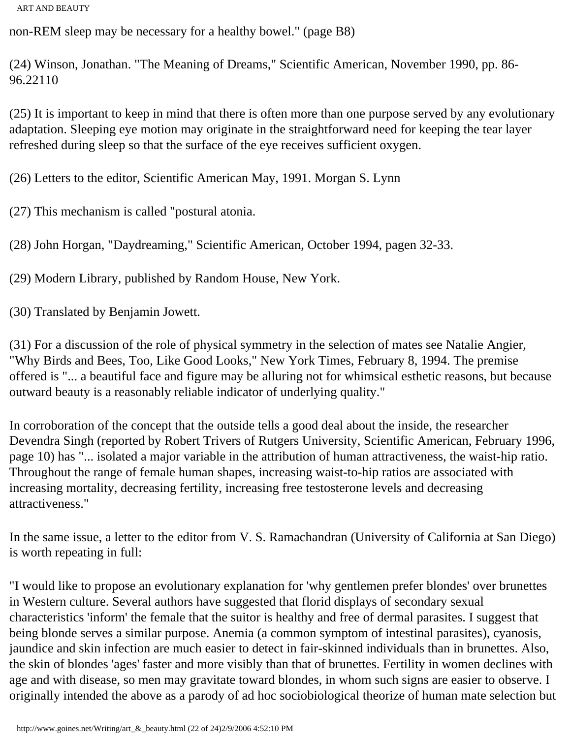non-REM sleep may be necessary for a healthy bowel." (page B8)

(24) Winson, Jonathan. "The Meaning of Dreams," Scientific American, November 1990, pp. 86-96.22110

(25) It is important to keep in mind that there is often more than one purpose served by any evolutionary adaptation. Sleeping eye motion may originate in the straightforward need for keeping the tear layer refreshed during sleep so that the surface of the eye receives sufficient oxygen.

(26) Letters to the editor, Scientific American May, 1991. Morgan S. Lynn

(27) This mechanism is called "postural atonia.

(28) John Horgan, "Daydreaming," Scientific American, October 1994, pagen 32-33.

(29) Modern Library, published by Random House, New York.

(30) Translated by Benjamin Jowett.

(31) For a discussion of the role of physical symmetry in the selection of mates see Natalie Angier, "Why Birds and Bees, Too, Like Good Looks," New York Times, February 8, 1994. The premise offered is "... a beautiful face and figure may be alluring not for whimsical esthetic reasons, but because outward beauty is a reasonably reliable indicator of underlying quality."

In corroboration of the concept that the outside tells a good deal about the inside, the researcher Devendra Singh (reported by Robert Trivers of Rutgers University, Scientific American, February 1996, page 10) has "... isolated a major variable in the attribution of human attractiveness, the waist-hip ratio. Throughout the range of female human shapes, increasing waist-to-hip ratios are associated with increasing mortality, decreasing fertility, increasing free testosterone levels and decreasing attractiveness."

In the same issue, a letter to the editor from V. S. Ramachandran (University of California at San Diego) is worth repeating in full:

"I would like to propose an evolutionary explanation for 'why gentlemen prefer blondes' over brunettes in Western culture. Several authors have suggested that florid displays of secondary sexual characteristics 'inform' the female that the suitor is healthy and free of dermal parasites. I suggest that being blonde serves a similar purpose. Anemia (a common symptom of intestinal parasites), cyanosis, jaundice and skin infection are much easier to detect in fair-skinned individuals than in brunettes. Also, the skin of blondes 'ages' faster and more visibly than that of brunettes. Fertility in women declines with age and with disease, so men may gravitate toward blondes, in whom such signs are easier to observe. I originally intended the above as a parody of ad hoc sociobiological theorize of human mate selection but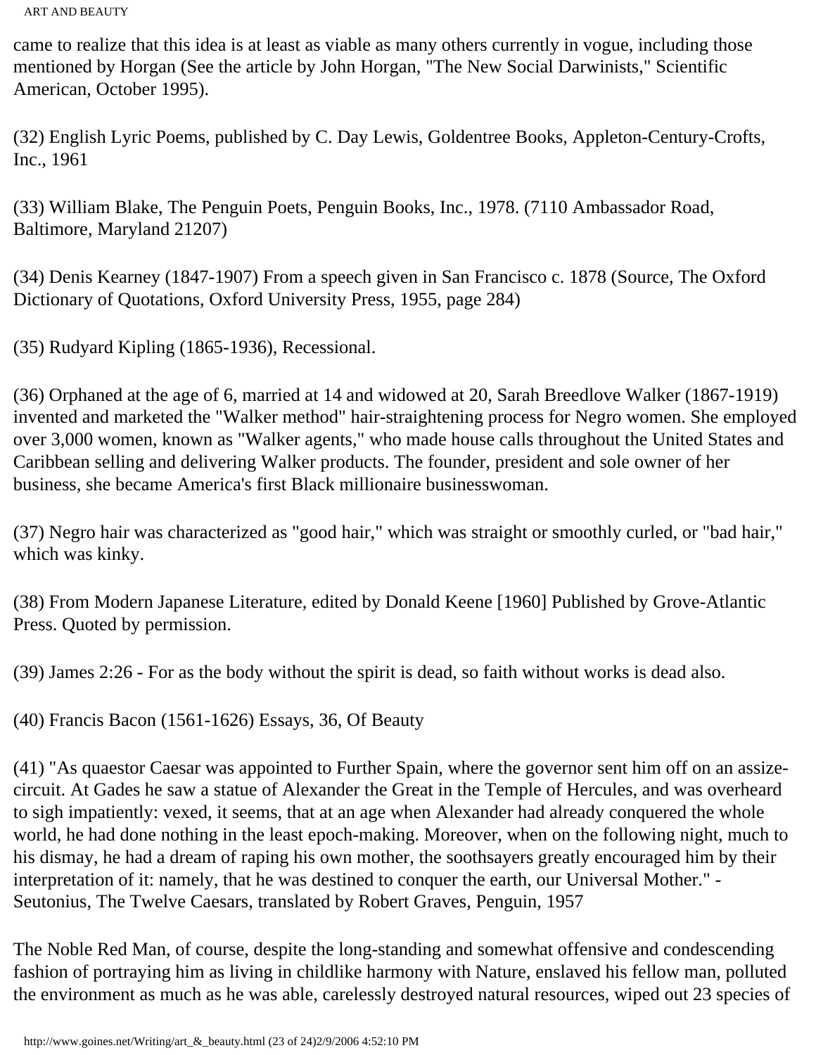came to realize that this idea is at least as viable as many others currently in vogue, including those mentioned by Horgan (See the article by John Horgan, "The New Social Darwinists," Scientific American, October 1995).

(32) English Lyric Poems, published by C. Day Lewis, Goldentree Books, Appleton-Century-Crofts, Inc., 1961

(33) William Blake, The Penguin Poets, Penguin Books, Inc., 1978. (7110 Ambassador Road, Baltimore, Maryland 21207)

(34) Denis Kearney (1847-1907) From a speech given in San Francisco c. 1878 (Source, The Oxford Dictionary of Quotations, Oxford University Press, 1955, page 284)

(35) Rudyard Kipling (1865-1936), Recessional.

(36) Orphaned at the age of 6, married at 14 and widowed at 20, Sarah Breedlove Walker (1867-1919) invented and marketed the "Walker method" hair-straightening process for Negro women. She employed over 3,000 women, known as "Walker agents," who made house calls throughout the United States and Caribbean selling and delivering Walker products. The founder, president and sole owner of her business, she became America's first Black millionaire businesswoman.

(37) Negro hair was characterized as "good hair," which was straight or smoothly curled, or "bad hair," which was kinky.

(38) From Modern Japanese Literature, edited by Donald Keene [1960] Published by Grove-Atlantic Press. Quoted by permission.

(39) James 2:26 - For as the body without the spirit is dead, so faith without works is dead also.

(40) Francis Bacon (1561-1626) Essays, 36, Of Beauty

(41) "As quaestor Caesar was appointed to Further Spain, where the governor sent him off on an assize-circuit. At Gades he saw a statue of Alexander the Great in the Temple of Hercules, and was overheard to sigh impatiently: vexed, it seems, that at an age when Alexander had already conquered the whole world, he had done nothing in the least epoch-making. Moreover, when on the following night, much to his dismay, he had a dream of raping his own mother, the soothsayers greatly encouraged him by their interpretation of it: namely, that he was destined to conquer the earth, our Universal Mother." - Seutonius, The Twelve Caesars, translated by Robert Graves, Penguin, 1957

The Noble Red Man, of course, despite the long-standing and somewhat offensive and condescending fashion of portraying him as living in childlike harmony with Nature, enslaved his fellow man, polluted the environment as much as he was able, carelessly destroyed natural resources, wiped out 23 species of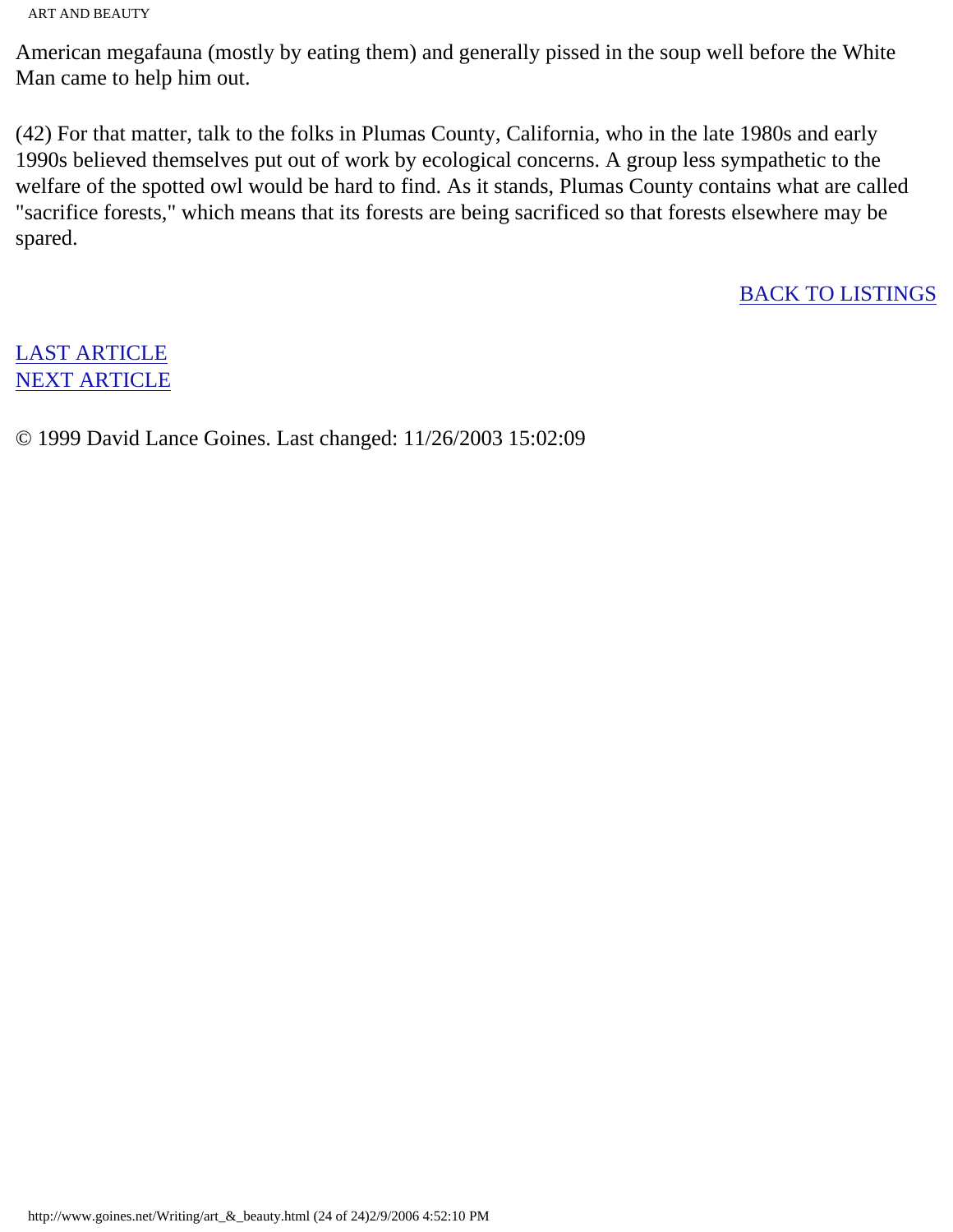American megafauna (mostly by eating them) and generally pissed in the soup well before the White Man came to help him out.

(42) For that matter, talk to the folks in Plumas County, California, who in the late 1980s and early 1990s believed themselves put out of work by ecological concerns. A group less sympathetic to the welfare of the spotted owl would be hard to find. As it stands, Plumas County contains what are called "sacrifice forests," which means that its forests are being sacrificed so that forests elsewhere may be spared.

BACK TO LISTINGS

LAST ARTICLE
NEXT ARTICLE

© 1999 David Lance Goines. Last changed: 11/26/2003 15:02:09